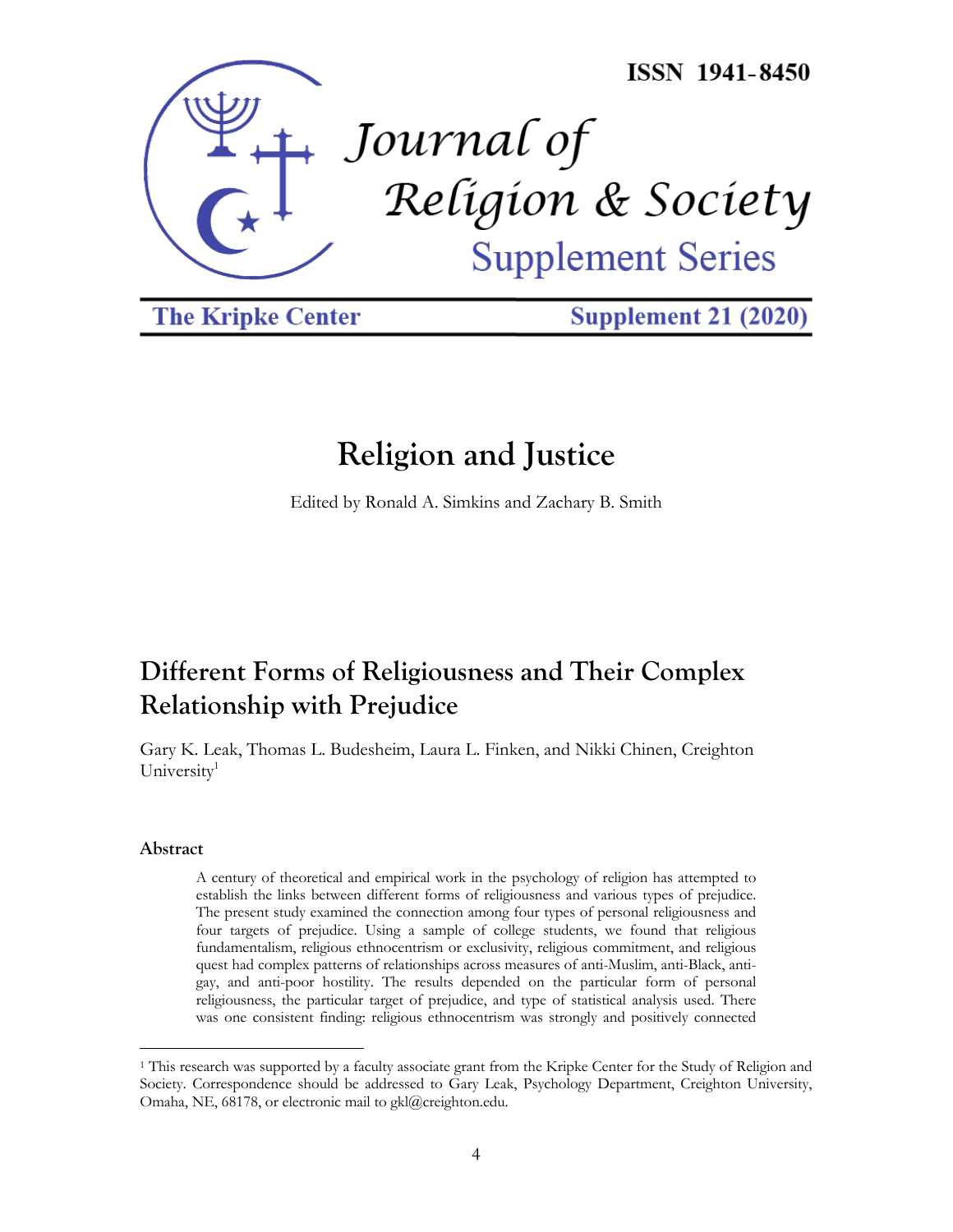ISSN 1941-8450

# Journal of Religion & Society

Supplement Series

The Kripke Center

Supplement 21 (2020)

## Religion and Justice

Edited by Ronald A. Simkins and Zachary B. Smith

# Different Forms of Religiousness and Their Complex Relationship with Prejudice

Gary K. Leak, Thomas L. Budesheim, Laura L. Finken, and Nikki Chinen, Creighton University[1]

### Abstract

A century of theoretical and empirical work in the psychology of religion has attempted to establish the links between different forms of religiousness and various types of prejudice. The present study examined the connection among four types of personal religiousness and four targets of prejudice. Using a sample of college students, we found that religious fundamentalism, religious ethnocentrism or exclusivity, religious commitment, and religious quest had complex patterns of relationships across measures of anti-Muslim, anti-Black, anti-gay, and anti-poor hostility. The results depended on the particular form of personal religiousness, the particular target of prejudice, and type of statistical analysis used. There was one consistent finding: religious ethnocentrism was strongly and positively connected

[1] This research was supported by a faculty associate grant from the Kripke Center for the Study of Religion and Society. Correspondence should be addressed to Gary Leak, Psychology Department, Creighton University, Omaha, NE, 68178, or electronic mail to gkl@creighton.edu.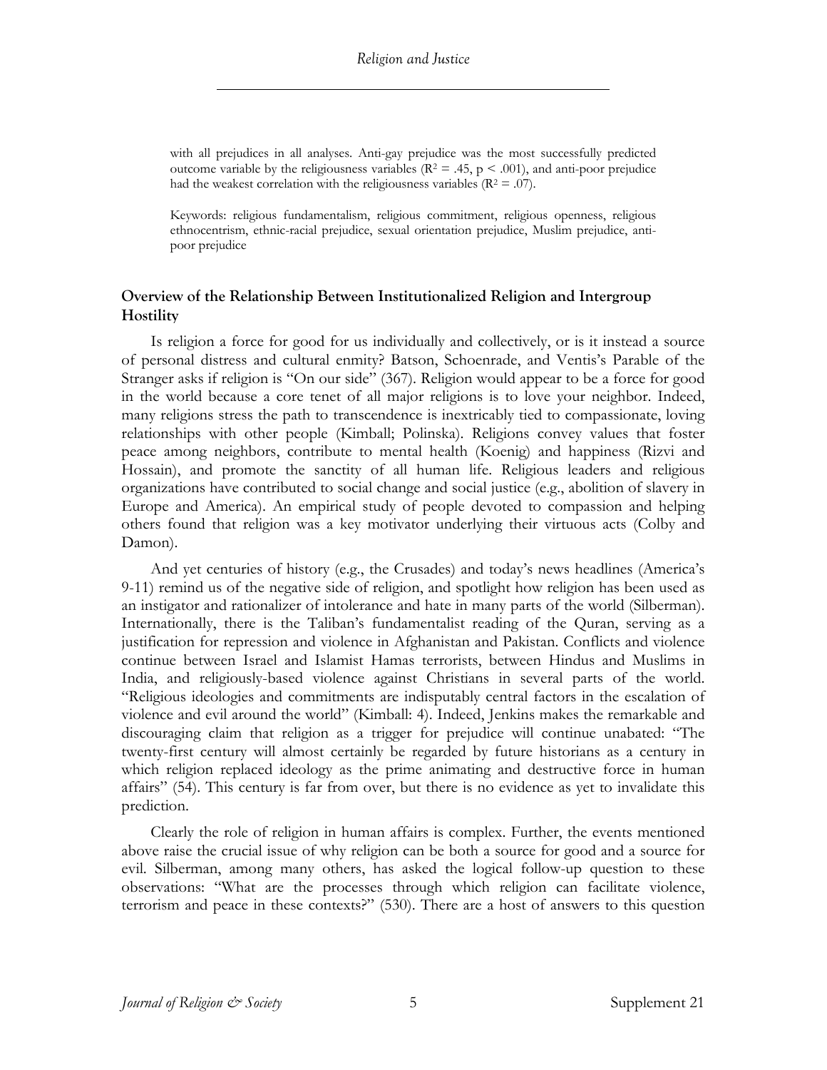with all prejudices in all analyses. Anti-gay prejudice was the most successfully predicted outcome variable by the religiousness variables ($R^2 = .45$, $p < .001$), and anti-poor prejudice had the weakest correlation with the religiousness variables ($R^2 = .07$).

Keywords: religious fundamentalism, religious commitment, religious openness, religious ethnocentrism, ethnic-racial prejudice, sexual orientation prejudice, Muslim prejudice, anti-poor prejudice

## Overview of the Relationship Between Institutionalized Religion and Intergroup Hostility

Is religion a force for good for us individually and collectively, or is it instead a source of personal distress and cultural enmity? Batson, Schoenrade, and Ventis's Parable of the Stranger asks if religion is "On our side" (367). Religion would appear to be a force for good in the world because a core tenet of all major religions is to love your neighbor. Indeed, many religions stress the path to transcendence is inextricably tied to compassionate, loving relationships with other people (Kimball; Polinska). Religions convey values that foster peace among neighbors, contribute to mental health (Koenig) and happiness (Rizvi and Hossain), and promote the sanctity of all human life. Religious leaders and religious organizations have contributed to social change and social justice (e.g., abolition of slavery in Europe and America). An empirical study of people devoted to compassion and helping others found that religion was a key motivator underlying their virtuous acts (Colby and Damon).

And yet centuries of history (e.g., the Crusades) and today's news headlines (America's 9-11) remind us of the negative side of religion, and spotlight how religion has been used as an instigator and rationalizer of intolerance and hate in many parts of the world (Silberman). Internationally, there is the Taliban's fundamentalist reading of the Quran, serving as a justification for repression and violence in Afghanistan and Pakistan. Conflicts and violence continue between Israel and Islamist Hamas terrorists, between Hindus and Muslims in India, and religiously-based violence against Christians in several parts of the world. "Religious ideologies and commitments are indisputably central factors in the escalation of violence and evil around the world" (Kimball: 4). Indeed, Jenkins makes the remarkable and discouraging claim that religion as a trigger for prejudice will continue unabated: "The twenty-first century will almost certainly be regarded by future historians as a century in which religion replaced ideology as the prime animating and destructive force in human affairs" (54). This century is far from over, but there is no evidence as yet to invalidate this prediction.

Clearly the role of religion in human affairs is complex. Further, the events mentioned above raise the crucial issue of why religion can be both a source for good and a source for evil. Silberman, among many others, has asked the logical follow-up question to these observations: "What are the processes through which religion can facilitate violence, terrorism and peace in these contexts?" (530). There are a host of answers to this question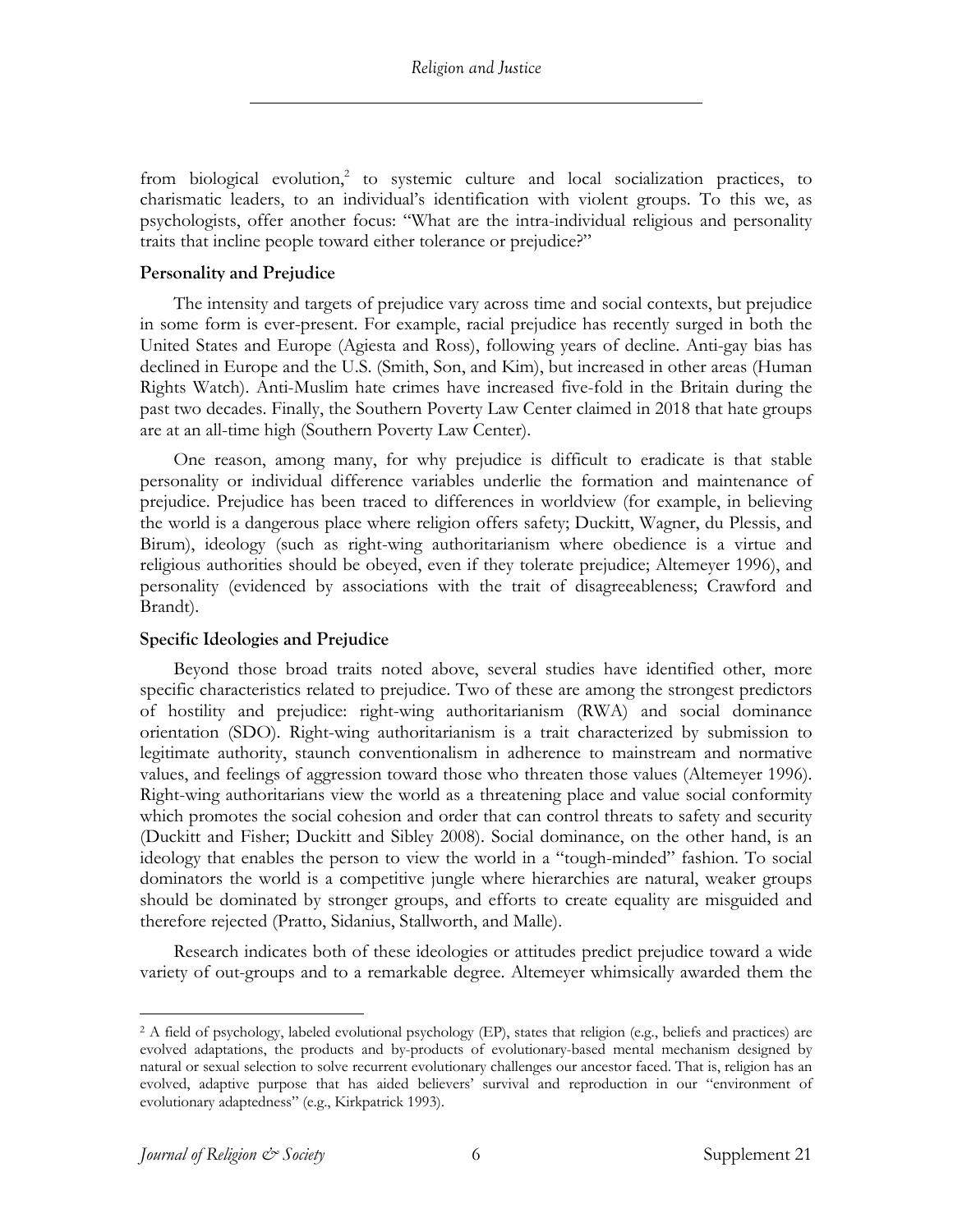from biological evolution,[2] to systemic culture and local socialization practices, to charismatic leaders, to an individual's identification with violent groups. To this we, as psychologists, offer another focus: "What are the intra-individual religious and personality traits that incline people toward either tolerance or prejudice?"

### Personality and Prejudice

The intensity and targets of prejudice vary across time and social contexts, but prejudice in some form is ever-present. For example, racial prejudice has recently surged in both the United States and Europe (Agiesta and Ross), following years of decline. Anti-gay bias has declined in Europe and the U.S. (Smith, Son, and Kim), but increased in other areas (Human Rights Watch). Anti-Muslim hate crimes have increased five-fold in the Britain during the past two decades. Finally, the Southern Poverty Law Center claimed in 2018 that hate groups are at an all-time high (Southern Poverty Law Center).

One reason, among many, for why prejudice is difficult to eradicate is that stable personality or individual difference variables underlie the formation and maintenance of prejudice. Prejudice has been traced to differences in worldview (for example, in believing the world is a dangerous place where religion offers safety; Duckitt, Wagner, du Plessis, and Birum), ideology (such as right-wing authoritarianism where obedience is a virtue and religious authorities should be obeyed, even if they tolerate prejudice; Altemeyer 1996), and personality (evidenced by associations with the trait of disagreeableness; Crawford and Brandt).

### Specific Ideologies and Prejudice

Beyond those broad traits noted above, several studies have identified other, more specific characteristics related to prejudice. Two of these are among the strongest predictors of hostility and prejudice: right-wing authoritarianism (RWA) and social dominance orientation (SDO). Right-wing authoritarianism is a trait characterized by submission to legitimate authority, staunch conventionalism in adherence to mainstream and normative values, and feelings of aggression toward those who threaten those values (Altemeyer 1996). Right-wing authoritarians view the world as a threatening place and value social conformity which promotes the social cohesion and order that can control threats to safety and security (Duckitt and Fisher; Duckitt and Sibley 2008). Social dominance, on the other hand, is an ideology that enables the person to view the world in a "tough-minded" fashion. To social dominators the world is a competitive jungle where hierarchies are natural, weaker groups should be dominated by stronger groups, and efforts to create equality are misguided and therefore rejected (Pratto, Sidanius, Stallworth, and Malle).

Research indicates both of these ideologies or attitudes predict prejudice toward a wide variety of out-groups and to a remarkable degree. Altemeyer whimsically awarded them the

---

[2] A field of psychology, labeled evolutional psychology (EP), states that religion (e.g., beliefs and practices) are evolved adaptations, the products and by-products of evolutionary-based mental mechanism designed by natural or sexual selection to solve recurrent evolutionary challenges our ancestor faced. That is, religion has an evolved, adaptive purpose that has aided believers' survival and reproduction in our "environment of evolutionary adaptedness" (e.g., Kirkpatrick 1993).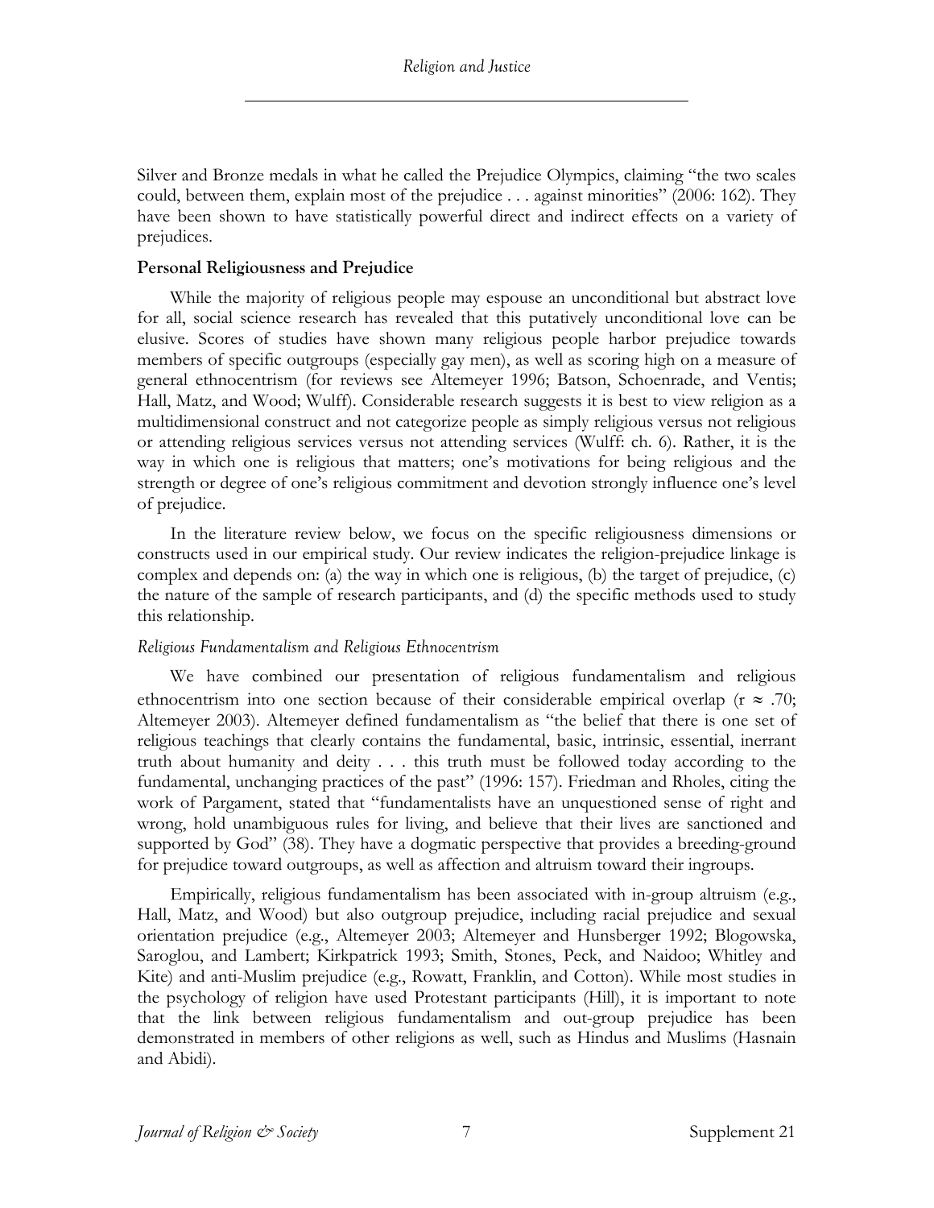Silver and Bronze medals in what he called the Prejudice Olympics, claiming "the two scales could, between them, explain most of the prejudice . . . against minorities" (2006: 162). They have been shown to have statistically powerful direct and indirect effects on a variety of prejudices.

### Personal Religiousness and Prejudice

While the majority of religious people may espouse an unconditional but abstract love for all, social science research has revealed that this putatively unconditional love can be elusive. Scores of studies have shown many religious people harbor prejudice towards members of specific outgroups (especially gay men), as well as scoring high on a measure of general ethnocentrism (for reviews see Altemeyer 1996; Batson, Schoenrade, and Ventis; Hall, Matz, and Wood; Wulff). Considerable research suggests it is best to view religion as a multidimensional construct and not categorize people as simply religious versus not religious or attending religious services versus not attending services (Wulff: ch. 6). Rather, it is the way in which one is religious that matters; one's motivations for being religious and the strength or degree of one's religious commitment and devotion strongly influence one's level of prejudice.

In the literature review below, we focus on the specific religiousness dimensions or constructs used in our empirical study. Our review indicates the religion-prejudice linkage is complex and depends on: (a) the way in which one is religious, (b) the target of prejudice, (c) the nature of the sample of research participants, and (d) the specific methods used to study this relationship.

#### *Religious Fundamentalism and Religious Ethnocentrism*

We have combined our presentation of religious fundamentalism and religious ethnocentrism into one section because of their considerable empirical overlap ($r \approx .70$; Altemeyer 2003). Altemeyer defined fundamentalism as "the belief that there is one set of religious teachings that clearly contains the fundamental, basic, intrinsic, essential, inerrant truth about humanity and deity . . . this truth must be followed today according to the fundamental, unchanging practices of the past" (1996: 157). Friedman and Rholes, citing the work of Pargament, stated that "fundamentalists have an unquestioned sense of right and wrong, hold unambiguous rules for living, and believe that their lives are sanctioned and supported by God" (38). They have a dogmatic perspective that provides a breeding-ground for prejudice toward outgroups, as well as affection and altruism toward their ingroups.

Empirically, religious fundamentalism has been associated with in-group altruism (e.g., Hall, Matz, and Wood) but also outgroup prejudice, including racial prejudice and sexual orientation prejudice (e.g., Altemeyer 2003; Altemeyer and Hunsberger 1992; Blogowska, Saroglou, and Lambert; Kirkpatrick 1993; Smith, Stones, Peck, and Naidoo; Whitley and Kite) and anti-Muslim prejudice (e.g., Rowatt, Franklin, and Cotton). While most studies in the psychology of religion have used Protestant participants (Hill), it is important to note that the link between religious fundamentalism and out-group prejudice has been demonstrated in members of other religions as well, such as Hindus and Muslims (Hasnain and Abidi).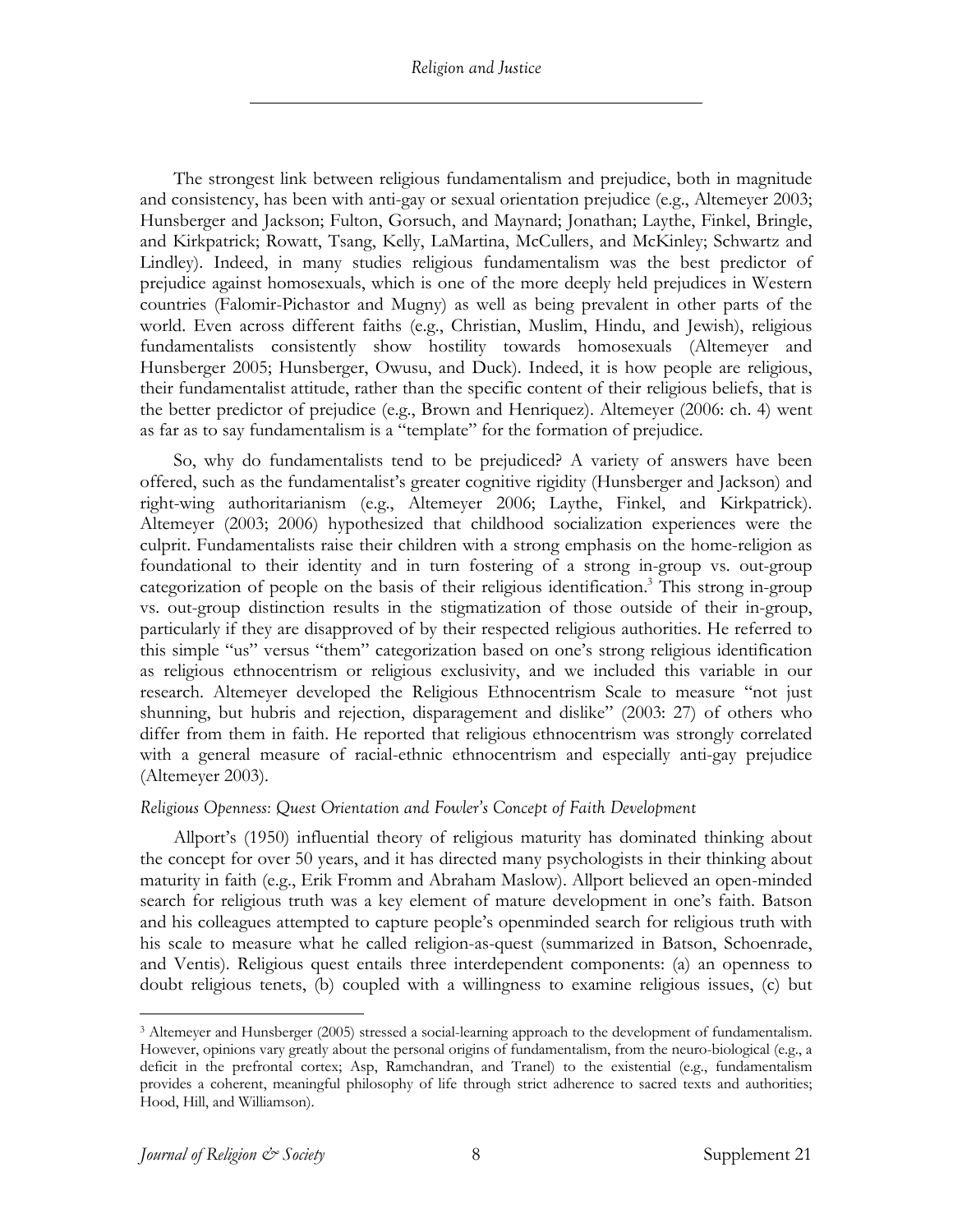The strongest link between religious fundamentalism and prejudice, both in magnitude and consistency, has been with anti-gay or sexual orientation prejudice (e.g., Altemeyer 2003; Hunsberger and Jackson; Fulton, Gorsuch, and Maynard; Jonathan; Laythe, Finkel, Bringle, and Kirkpatrick; Rowatt, Tsang, Kelly, LaMartina, McCullers, and McKinley; Schwartz and Lindley). Indeed, in many studies religious fundamentalism was the best predictor of prejudice against homosexuals, which is one of the more deeply held prejudices in Western countries (Falomir-Pichastor and Mugny) as well as being prevalent in other parts of the world. Even across different faiths (e.g., Christian, Muslim, Hindu, and Jewish), religious fundamentalists consistently show hostility towards homosexuals (Altemeyer and Hunsberger 2005; Hunsberger, Owusu, and Duck). Indeed, it is how people are religious, their fundamentalist attitude, rather than the specific content of their religious beliefs, that is the better predictor of prejudice (e.g., Brown and Henriquez). Altemeyer (2006: ch. 4) went as far as to say fundamentalism is a "template" for the formation of prejudice.

So, why do fundamentalists tend to be prejudiced? A variety of answers have been offered, such as the fundamentalist's greater cognitive rigidity (Hunsberger and Jackson) and right-wing authoritarianism (e.g., Altemeyer 2006; Laythe, Finkel, and Kirkpatrick). Altemeyer (2003; 2006) hypothesized that childhood socialization experiences were the culprit. Fundamentalists raise their children with a strong emphasis on the home-religion as foundational to their identity and in turn fostering of a strong in-group vs. out-group categorization of people on the basis of their religious identification.[3] This strong in-group vs. out-group distinction results in the stigmatization of those outside of their in-group, particularly if they are disapproved of by their respected religious authorities. He referred to this simple "us" versus "them" categorization based on one's strong religious identification as religious ethnocentrism or religious exclusivity, and we included this variable in our research. Altemeyer developed the Religious Ethnocentrism Scale to measure "not just shunning, but hubris and rejection, disparagement and dislike" (2003: 27) of others who differ from them in faith. He reported that religious ethnocentrism was strongly correlated with a general measure of racial-ethnic ethnocentrism and especially anti-gay prejudice (Altemeyer 2003).

### *Religious Openness: Quest Orientation and Fowler's Concept of Faith Development*

Allport's (1950) influential theory of religious maturity has dominated thinking about the concept for over 50 years, and it has directed many psychologists in their thinking about maturity in faith (e.g., Erik Fromm and Abraham Maslow). Allport believed an open-minded search for religious truth was a key element of mature development in one's faith. Batson and his colleagues attempted to capture people's openminded search for religious truth with his scale to measure what he called religion-as-quest (summarized in Batson, Schoenrade, and Ventis). Religious quest entails three interdependent components: (a) an openness to doubt religious tenets, (b) coupled with a willingness to examine religious issues, (c) but

[3] Altemeyer and Hunsberger (2005) stressed a social-learning approach to the development of fundamentalism. However, opinions vary greatly about the personal origins of fundamentalism, from the neuro-biological (e.g., a deficit in the prefrontal cortex; Asp, Ramchandran, and Tranel) to the existential (e.g., fundamentalism provides a coherent, meaningful philosophy of life through strict adherence to sacred texts and authorities; Hood, Hill, and Williamson).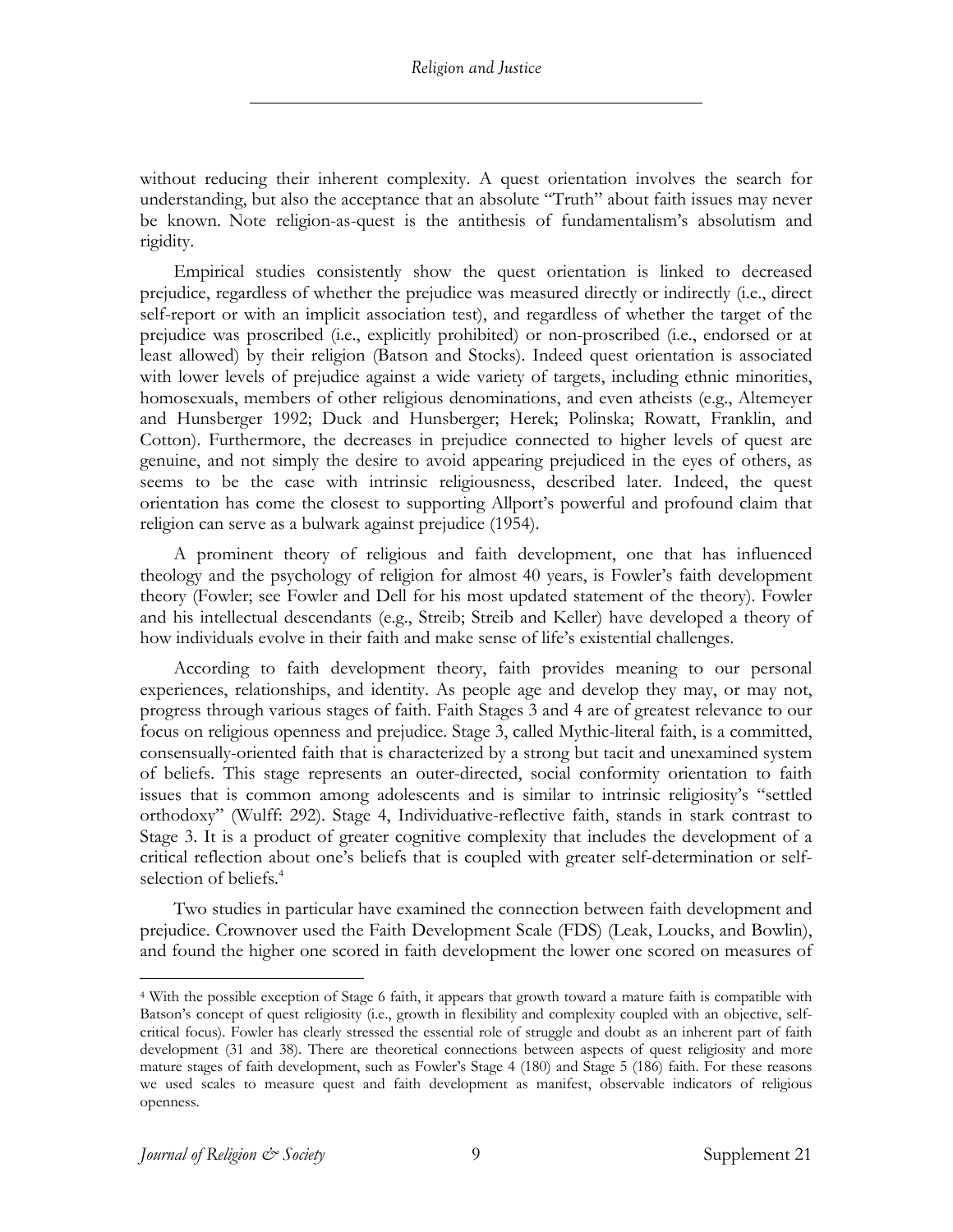without reducing their inherent complexity. A quest orientation involves the search for understanding, but also the acceptance that an absolute "Truth" about faith issues may never be known. Note religion-as-quest is the antithesis of fundamentalism's absolutism and rigidity.

Empirical studies consistently show the quest orientation is linked to decreased prejudice, regardless of whether the prejudice was measured directly or indirectly (i.e., direct self-report or with an implicit association test), and regardless of whether the target of the prejudice was proscribed (i.e., explicitly prohibited) or non-proscribed (i.e., endorsed or at least allowed) by their religion (Batson and Stocks). Indeed quest orientation is associated with lower levels of prejudice against a wide variety of targets, including ethnic minorities, homosexuals, members of other religious denominations, and even atheists (e.g., Altemeyer and Hunsberger 1992; Duck and Hunsberger; Herek; Polinska; Rowatt, Franklin, and Cotton). Furthermore, the decreases in prejudice connected to higher levels of quest are genuine, and not simply the desire to avoid appearing prejudiced in the eyes of others, as seems to be the case with intrinsic religiousness, described later. Indeed, the quest orientation has come the closest to supporting Allport's powerful and profound claim that religion can serve as a bulwark against prejudice (1954).

A prominent theory of religious and faith development, one that has influenced theology and the psychology of religion for almost 40 years, is Fowler's faith development theory (Fowler; see Fowler and Dell for his most updated statement of the theory). Fowler and his intellectual descendants (e.g., Streib; Streib and Keller) have developed a theory of how individuals evolve in their faith and make sense of life's existential challenges.

According to faith development theory, faith provides meaning to our personal experiences, relationships, and identity. As people age and develop they may, or may not, progress through various stages of faith. Faith Stages 3 and 4 are of greatest relevance to our focus on religious openness and prejudice. Stage 3, called Mythic-literal faith, is a committed, consensually-oriented faith that is characterized by a strong but tacit and unexamined system of beliefs. This stage represents an outer-directed, social conformity orientation to faith issues that is common among adolescents and is similar to intrinsic religiosity's "settled orthodoxy" (Wulff: 292). Stage 4, Individuative-reflective faith, stands in stark contrast to Stage 3. It is a product of greater cognitive complexity that includes the development of a critical reflection about one's beliefs that is coupled with greater self-determination or self-selection of beliefs.[4]

Two studies in particular have examined the connection between faith development and prejudice. Crownover used the Faith Development Scale (FDS) (Leak, Loucks, and Bowlin), and found the higher one scored in faith development the lower one scored on measures of

---

[4] With the possible exception of Stage 6 faith, it appears that growth toward a mature faith is compatible with Batson's concept of quest religiosity (i.e., growth in flexibility and complexity coupled with an objective, self-critical focus). Fowler has clearly stressed the essential role of struggle and doubt as an inherent part of faith development (31 and 38). There are theoretical connections between aspects of quest religiosity and more mature stages of faith development, such as Fowler's Stage 4 (180) and Stage 5 (186) faith. For these reasons we used scales to measure quest and faith development as manifest, observable indicators of religious openness.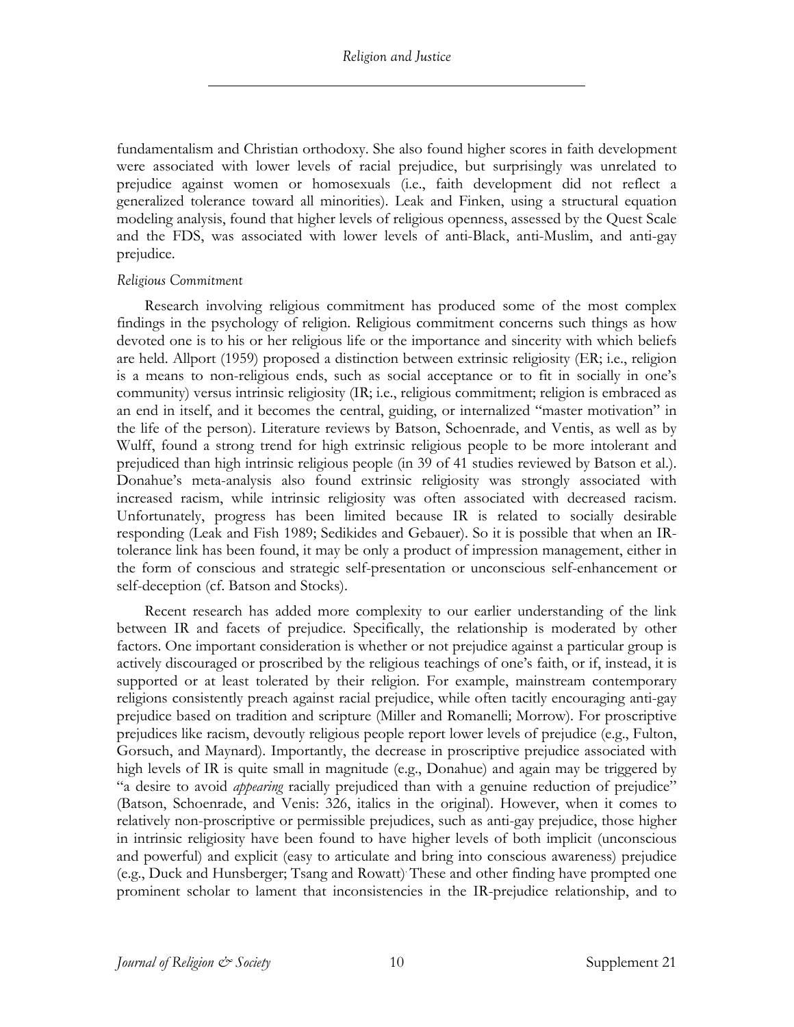fundamentalism and Christian orthodoxy. She also found higher scores in faith development were associated with lower levels of racial prejudice, but surprisingly was unrelated to prejudice against women or homosexuals (i.e., faith development did not reflect a generalized tolerance toward all minorities). Leak and Finken, using a structural equation modeling analysis, found that higher levels of religious openness, assessed by the Quest Scale and the FDS, was associated with lower levels of anti-Black, anti-Muslim, and anti-gay prejudice.

*Religious Commitment*

Research involving religious commitment has produced some of the most complex findings in the psychology of religion. Religious commitment concerns such things as how devoted one is to his or her religious life or the importance and sincerity with which beliefs are held. Allport (1959) proposed a distinction between extrinsic religiosity (ER; i.e., religion is a means to non-religious ends, such as social acceptance or to fit in socially in one's community) versus intrinsic religiosity (IR; i.e., religious commitment; religion is embraced as an end in itself, and it becomes the central, guiding, or internalized "master motivation" in the life of the person). Literature reviews by Batson, Schoenrade, and Ventis, as well as by Wulff, found a strong trend for high extrinsic religious people to be more intolerant and prejudiced than high intrinsic religious people (in 39 of 41 studies reviewed by Batson et al.). Donahue's meta-analysis also found extrinsic religiosity was strongly associated with increased racism, while intrinsic religiosity was often associated with decreased racism. Unfortunately, progress has been limited because IR is related to socially desirable responding (Leak and Fish 1989; Sedikides and Gebauer). So it is possible that when an IR-tolerance link has been found, it may be only a product of impression management, either in the form of conscious and strategic self-presentation or unconscious self-enhancement or self-deception (cf. Batson and Stocks).

Recent research has added more complexity to our earlier understanding of the link between IR and facets of prejudice. Specifically, the relationship is moderated by other factors. One important consideration is whether or not prejudice against a particular group is actively discouraged or proscribed by the religious teachings of one's faith, or if, instead, it is supported or at least tolerated by their religion. For example, mainstream contemporary religions consistently preach against racial prejudice, while often tacitly encouraging anti-gay prejudice based on tradition and scripture (Miller and Romanelli; Morrow). For proscriptive prejudices like racism, devoutly religious people report lower levels of prejudice (e.g., Fulton, Gorsuch, and Maynard). Importantly, the decrease in proscriptive prejudice associated with high levels of IR is quite small in magnitude (e.g., Donahue) and again may be triggered by "a desire to avoid *appearing* racially prejudiced than with a genuine reduction of prejudice" (Batson, Schoenrade, and Venis: 326, italics in the original). However, when it comes to relatively non-proscriptive or permissible prejudices, such as anti-gay prejudice, those higher in intrinsic religiosity have been found to have higher levels of both implicit (unconscious and powerful) and explicit (easy to articulate and bring into conscious awareness) prejudice (e.g., Duck and Hunsberger; Tsang and Rowatt). These and other finding have prompted one prominent scholar to lament that inconsistencies in the IR-prejudice relationship, and to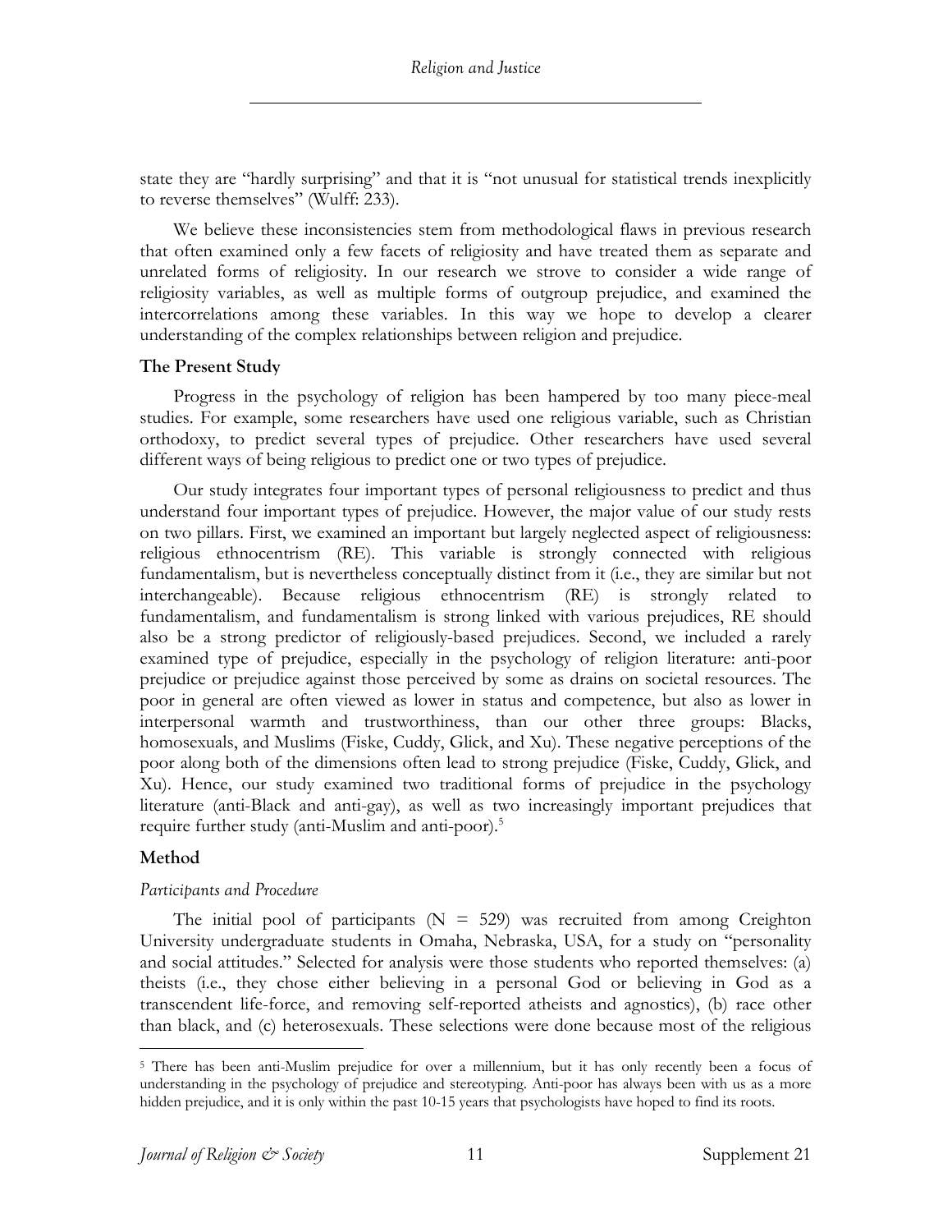state they are "hardly surprising" and that it is "not unusual for statistical trends inexplicitly to reverse themselves" (Wulff: 233).

We believe these inconsistencies stem from methodological flaws in previous research that often examined only a few facets of religiosity and have treated them as separate and unrelated forms of religiosity. In our research we strove to consider a wide range of religiosity variables, as well as multiple forms of outgroup prejudice, and examined the intercorrelations among these variables. In this way we hope to develop a clearer understanding of the complex relationships between religion and prejudice.

### The Present Study

Progress in the psychology of religion has been hampered by too many piece-meal studies. For example, some researchers have used one religious variable, such as Christian orthodoxy, to predict several types of prejudice. Other researchers have used several different ways of being religious to predict one or two types of prejudice.

Our study integrates four important types of personal religiousness to predict and thus understand four important types of prejudice. However, the major value of our study rests on two pillars. First, we examined an important but largely neglected aspect of religiousness: religious ethnocentrism (RE). This variable is strongly connected with religious fundamentalism, but is nevertheless conceptually distinct from it (i.e., they are similar but not interchangeable). Because religious ethnocentrism (RE) is strongly related to fundamentalism, and fundamentalism is strong linked with various prejudices, RE should also be a strong predictor of religiously-based prejudices. Second, we included a rarely examined type of prejudice, especially in the psychology of religion literature: anti-poor prejudice or prejudice against those perceived by some as drains on societal resources. The poor in general are often viewed as lower in status and competence, but also as lower in interpersonal warmth and trustworthiness, than our other three groups: Blacks, homosexuals, and Muslims (Fiske, Cuddy, Glick, and Xu). These negative perceptions of the poor along both of the dimensions often lead to strong prejudice (Fiske, Cuddy, Glick, and Xu). Hence, our study examined two traditional forms of prejudice in the psychology literature (anti-Black and anti-gay), as well as two increasingly important prejudices that require further study (anti-Muslim and anti-poor).[5]

### Method

#### *Participants and Procedure*

The initial pool of participants (N = 529) was recruited from among Creighton University undergraduate students in Omaha, Nebraska, USA, for a study on "personality and social attitudes." Selected for analysis were those students who reported themselves: (a) theists (i.e., they chose either believing in a personal God or believing in God as a transcendent life-force, and removing self-reported atheists and agnostics), (b) race other than black, and (c) heterosexuals. These selections were done because most of the religious

---

[5] There has been anti-Muslim prejudice for over a millennium, but it has only recently been a focus of understanding in the psychology of prejudice and stereotyping. Anti-poor has always been with us as a more hidden prejudice, and it is only within the past 10-15 years that psychologists have hoped to find its roots.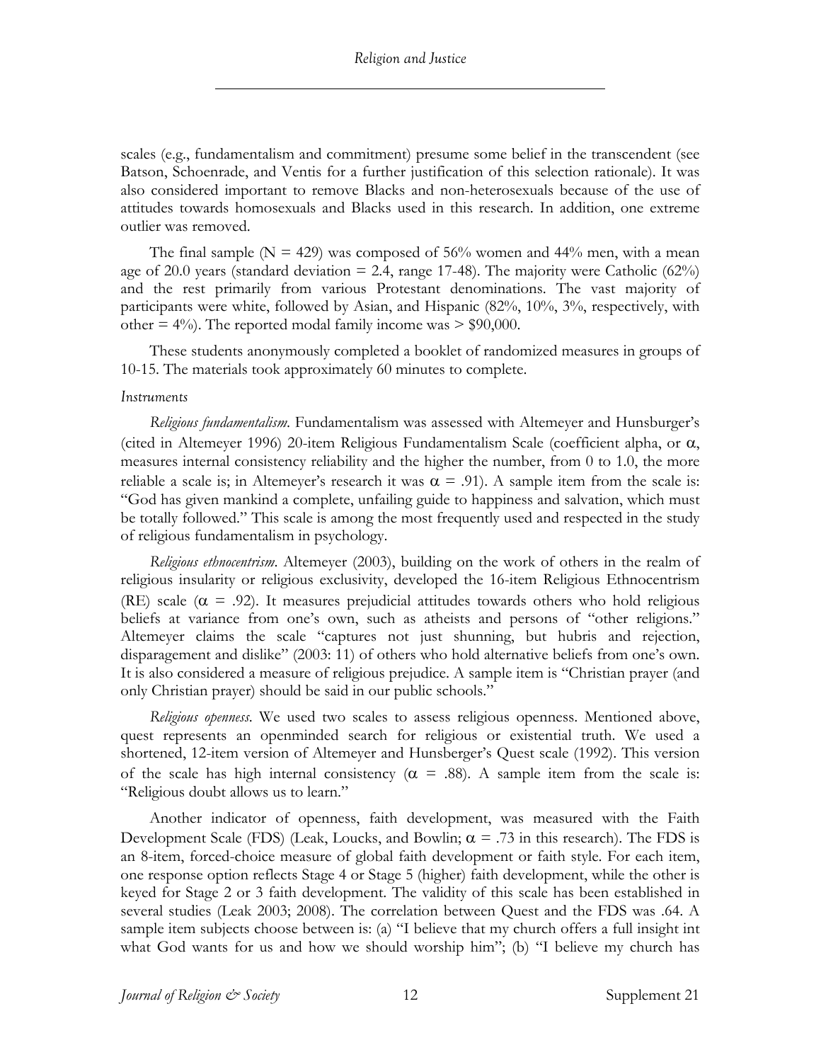scales (e.g., fundamentalism and commitment) presume some belief in the transcendent (see Batson, Schoenrade, and Ventis for a further justification of this selection rationale). It was also considered important to remove Blacks and non-heterosexuals because of the use of attitudes towards homosexuals and Blacks used in this research. In addition, one extreme outlier was removed.

The final sample (N = 429) was composed of 56% women and 44% men, with a mean age of 20.0 years (standard deviation = 2.4, range 17-48). The majority were Catholic (62%) and the rest primarily from various Protestant denominations. The vast majority of participants were white, followed by Asian, and Hispanic (82%, 10%, 3%, respectively, with other = 4%). The reported modal family income was > $90,000.

These students anonymously completed a booklet of randomized measures in groups of 10-15. The materials took approximately 60 minutes to complete.

*Instruments*

*Religious fundamentalism.* Fundamentalism was assessed with Altemeyer and Hunsburger's (cited in Altemeyer 1996) 20-item Religious Fundamentalism Scale (coefficient alpha, or $\alpha$, measures internal consistency reliability and the higher the number, from 0 to 1.0, the more reliable a scale is; in Altemeyer's research it was $\alpha = .91$). A sample item from the scale is: "God has given mankind a complete, unfailing guide to happiness and salvation, which must be totally followed." This scale is among the most frequently used and respected in the study of religious fundamentalism in psychology.

*Religious ethnocentrism.* Altemeyer (2003), building on the work of others in the realm of religious insularity or religious exclusivity, developed the 16-item Religious Ethnocentrism (RE) scale ($\alpha = .92$). It measures prejudicial attitudes towards others who hold religious beliefs at variance from one's own, such as atheists and persons of "other religions." Altemeyer claims the scale "captures not just shunning, but hubris and rejection, disparagement and dislike" (2003: 11) of others who hold alternative beliefs from one's own. It is also considered a measure of religious prejudice. A sample item is "Christian prayer (and only Christian prayer) should be said in our public schools."

*Religious openness.* We used two scales to assess religious openness. Mentioned above, quest represents an openminded search for religious or existential truth. We used a shortened, 12-item version of Altemeyer and Hunsberger's Quest scale (1992). This version of the scale has high internal consistency ($\alpha = .88$). A sample item from the scale is: "Religious doubt allows us to learn."

Another indicator of openness, faith development, was measured with the Faith Development Scale (FDS) (Leak, Loucks, and Bowlin; $\alpha = .73$ in this research). The FDS is an 8-item, forced-choice measure of global faith development or faith style. For each item, one response option reflects Stage 4 or Stage 5 (higher) faith development, while the other is keyed for Stage 2 or 3 faith development. The validity of this scale has been established in several studies (Leak 2003; 2008). The correlation between Quest and the FDS was .64. A sample item subjects choose between is: (a) "I believe that my church offers a full insight int what God wants for us and how we should worship him"; (b) "I believe my church has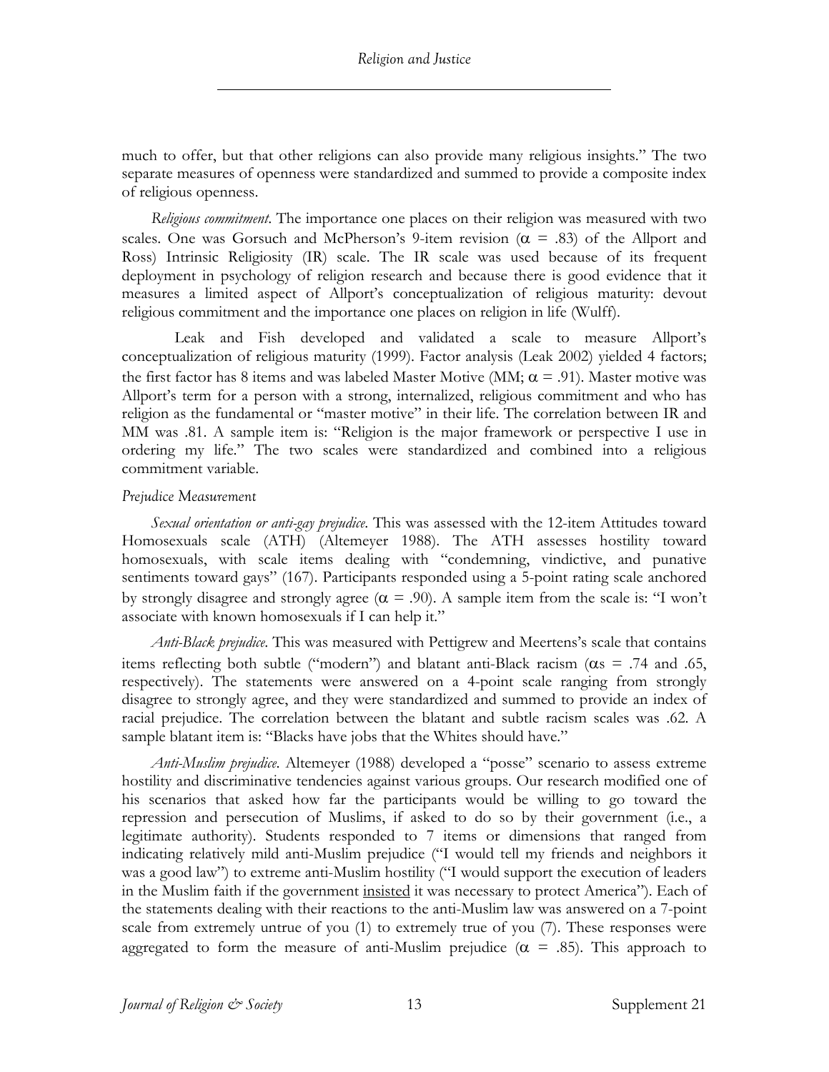much to offer, but that other religions can also provide many religious insights." The two separate measures of openness were standardized and summed to provide a composite index of religious openness.

*Religious commitment*. The importance one places on their religion was measured with two scales. One was Gorsuch and McPherson's 9-item revision ($\alpha$ = .83) of the Allport and Ross) Intrinsic Religiosity (IR) scale. The IR scale was used because of its frequent deployment in psychology of religion research and because there is good evidence that it measures a limited aspect of Allport's conceptualization of religious maturity: devout religious commitment and the importance one places on religion in life (Wulff).

Leak and Fish developed and validated a scale to measure Allport's conceptualization of religious maturity (1999). Factor analysis (Leak 2002) yielded 4 factors; the first factor has 8 items and was labeled Master Motive (MM; $\alpha$ = .91). Master motive was Allport's term for a person with a strong, internalized, religious commitment and who has religion as the fundamental or "master motive" in their life. The correlation between IR and MM was .81. A sample item is: "Religion is the major framework or perspective I use in ordering my life." The two scales were standardized and combined into a religious commitment variable.

*Prejudice Measurement*

*Sexual orientation or anti-gay prejudice*. This was assessed with the 12-item Attitudes toward Homosexuals scale (ATH) (Altemeyer 1988). The ATH assesses hostility toward homosexuals, with scale items dealing with "condemning, vindictive, and punative sentiments toward gays" (167). Participants responded using a 5-point rating scale anchored by strongly disagree and strongly agree ($\alpha$ = .90). A sample item from the scale is: "I won't associate with known homosexuals if I can help it."

*Anti-Black prejudice*. This was measured with Pettigrew and Meertens's scale that contains items reflecting both subtle ("modern") and blatant anti-Black racism ($\alpha$s = .74 and .65, respectively). The statements were answered on a 4-point scale ranging from strongly disagree to strongly agree, and they were standardized and summed to provide an index of racial prejudice. The correlation between the blatant and subtle racism scales was .62. A sample blatant item is: "Blacks have jobs that the Whites should have."

*Anti-Muslim prejudice*. Altemeyer (1988) developed a "posse" scenario to assess extreme hostility and discriminative tendencies against various groups. Our research modified one of his scenarios that asked how far the participants would be willing to go toward the repression and persecution of Muslims, if asked to do so by their government (i.e., a legitimate authority). Students responded to 7 items or dimensions that ranged from indicating relatively mild anti-Muslim prejudice ("I would tell my friends and neighbors it was a good law") to extreme anti-Muslim hostility ("I would support the execution of leaders in the Muslim faith if the government insisted it was necessary to protect America"). Each of the statements dealing with their reactions to the anti-Muslim law was answered on a 7-point scale from extremely untrue of you (1) to extremely true of you (7). These responses were aggregated to form the measure of anti-Muslim prejudice ($\alpha$ = .85). This approach to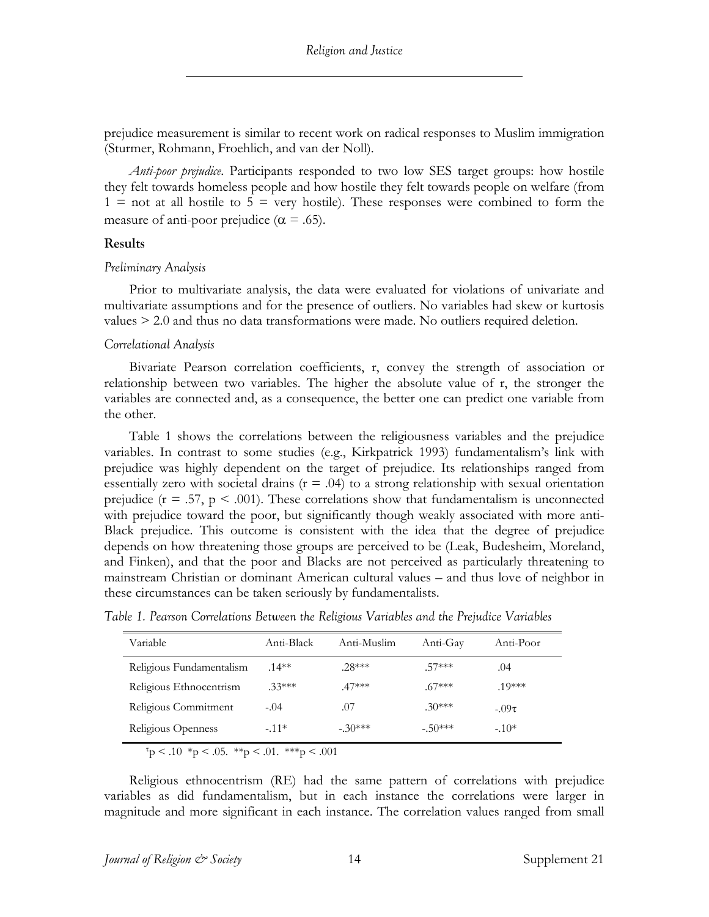prejudice measurement is similar to recent work on radical responses to Muslim immigration (Sturmer, Rohmann, Froehlich, and van der Noll).

*Anti-poor prejudice.* Participants responded to two low SES target groups: how hostile they felt towards homeless people and how hostile they felt towards people on welfare (from 1 = not at all hostile to 5 = very hostile). These responses were combined to form the measure of anti-poor prejudice ($\alpha$ = .65).

## Results

### *Preliminary Analysis*

Prior to multivariate analysis, the data were evaluated for violations of univariate and multivariate assumptions and for the presence of outliers. No variables had skew or kurtosis values > 2.0 and thus no data transformations were made. No outliers required deletion.

### *Correlational Analysis*

Bivariate Pearson correlation coefficients, r, convey the strength of association or relationship between two variables. The higher the absolute value of r, the stronger the variables are connected and, as a consequence, the better one can predict one variable from the other.

Table 1 shows the correlations between the religiousness variables and the prejudice variables. In contrast to some studies (e.g., Kirkpatrick 1993) fundamentalism's link with prejudice was highly dependent on the target of prejudice. Its relationships ranged from essentially zero with societal drains ($r = .04$) to a strong relationship with sexual orientation prejudice ($r = .57$, $p < .001$). These correlations show that fundamentalism is unconnected with prejudice toward the poor, but significantly though weakly associated with more anti-Black prejudice. This outcome is consistent with the idea that the degree of prejudice depends on how threatening those groups are perceived to be (Leak, Budesheim, Moreland, and Finken), and that the poor and Blacks are not perceived as particularly threatening to mainstream Christian or dominant American cultural values – and thus love of neighbor in these circumstances can be taken seriously by fundamentalists.

*Table 1. Pearson Correlations Between the Religious Variables and the Prejudice Variables*

| Variable | Anti-Black | Anti-Muslim | Anti-Gay | Anti-Poor |
|---|---|---|---|---|
| Religious Fundamentalism | .14** | .28*** | .57*** | .04 |
| Religious Ethnocentrism | .33*** | .47*** | .67*** | .19*** |
| Religious Commitment | -.04 | .07 | .30*** | -.09τ |
| Religious Openness | -.11* | -.30*** | -.50*** | -.10* |

τp < .10 *p < .05. **p < .01. ***p < .001

Religious ethnocentrism (RE) had the same pattern of correlations with prejudice variables as did fundamentalism, but in each instance the correlations were larger in magnitude and more significant in each instance. The correlation values ranged from small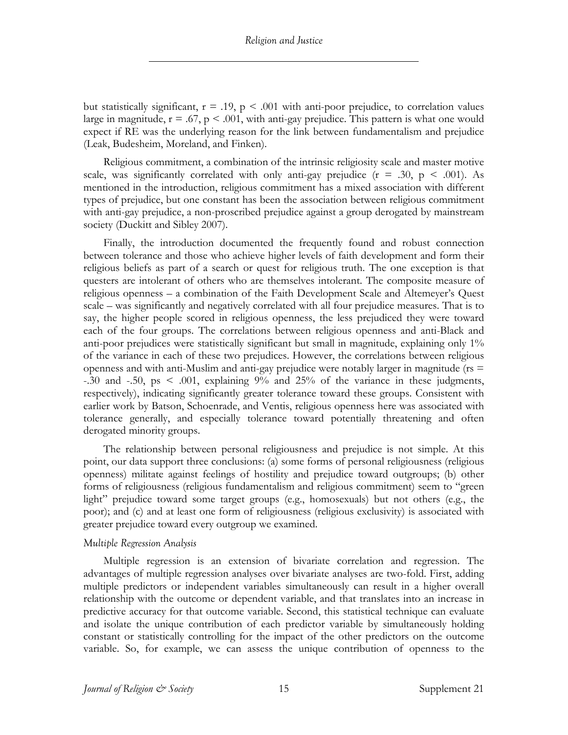but statistically significant, $r = .19$, $p < .001$ with anti-poor prejudice, to correlation values large in magnitude, $r = .67$, $p < .001$, with anti-gay prejudice. This pattern is what one would expect if RE was the underlying reason for the link between fundamentalism and prejudice (Leak, Budesheim, Moreland, and Finken).

Religious commitment, a combination of the intrinsic religiosity scale and master motive scale, was significantly correlated with only anti-gay prejudice ($r = .30$, $p < .001$). As mentioned in the introduction, religious commitment has a mixed association with different types of prejudice, but one constant has been the association between religious commitment with anti-gay prejudice, a non-proscribed prejudice against a group derogated by mainstream society (Duckitt and Sibley 2007).

Finally, the introduction documented the frequently found and robust connection between tolerance and those who achieve higher levels of faith development and form their religious beliefs as part of a search or quest for religious truth. The one exception is that questers are intolerant of others who are themselves intolerant. The composite measure of religious openness – a combination of the Faith Development Scale and Altemeyer's Quest scale – was significantly and negatively correlated with all four prejudice measures. That is to say, the higher people scored in religious openness, the less prejudiced they were toward each of the four groups. The correlations between religious openness and anti-Black and anti-poor prejudices were statistically significant but small in magnitude, explaining only 1% of the variance in each of these two prejudices. However, the correlations between religious openness and with anti-Muslim and anti-gay prejudice were notably larger in magnitude (rs = -.30 and -.50, ps $< .001$, explaining 9% and 25% of the variance in these judgments, respectively), indicating significantly greater tolerance toward these groups. Consistent with earlier work by Batson, Schoenrade, and Ventis, religious openness here was associated with tolerance generally, and especially tolerance toward potentially threatening and often derogated minority groups.

The relationship between personal religiousness and prejudice is not simple. At this point, our data support three conclusions: (a) some forms of personal religiousness (religious openness) militate against feelings of hostility and prejudice toward outgroups; (b) other forms of religiousness (religious fundamentalism and religious commitment) seem to "green light" prejudice toward some target groups (e.g., homosexuals) but not others (e.g., the poor); and (c) and at least one form of religiousness (religious exclusivity) is associated with greater prejudice toward every outgroup we examined.

### *Multiple Regression Analysis*

Multiple regression is an extension of bivariate correlation and regression. The advantages of multiple regression analyses over bivariate analyses are two-fold. First, adding multiple predictors or independent variables simultaneously can result in a higher overall relationship with the outcome or dependent variable, and that translates into an increase in predictive accuracy for that outcome variable. Second, this statistical technique can evaluate and isolate the unique contribution of each predictor variable by simultaneously holding constant or statistically controlling for the impact of the other predictors on the outcome variable. So, for example, we can assess the unique contribution of openness to the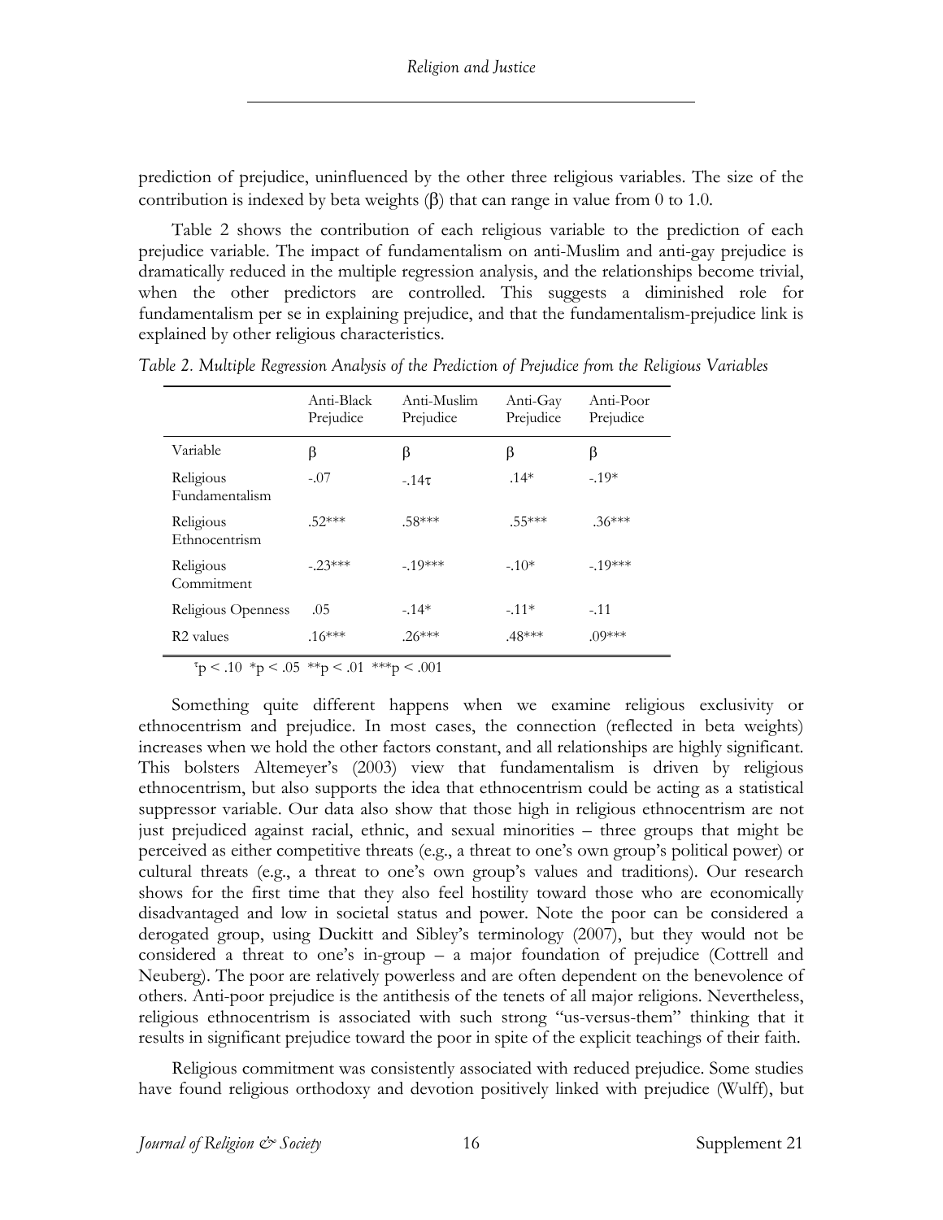prediction of prejudice, uninfluenced by the other three religious variables. The size of the contribution is indexed by beta weights (β) that can range in value from 0 to 1.0.

Table 2 shows the contribution of each religious variable to the prediction of each prejudice variable. The impact of fundamentalism on anti-Muslim and anti-gay prejudice is dramatically reduced in the multiple regression analysis, and the relationships become trivial, when the other predictors are controlled. This suggests a diminished role for fundamentalism per se in explaining prejudice, and that the fundamentalism-prejudice link is explained by other religious characteristics.

*Table 2. Multiple Regression Analysis of the Prediction of Prejudice from the Religious Variables*

| | Anti-Black Prejudice | Anti-Muslim Prejudice | Anti-Gay Prejudice | Anti-Poor Prejudice |
|---|---|---|---|---|
| Variable | β | β | β | β |
| Religious Fundamentalism | -.07 | -.14τ | .14* | -.19* |
| Religious Ethnocentrism | .52*** | .58*** | .55*** | .36*** |
| Religious Commitment | -.23*** | -.19*** | -.10* | -.19*** |
| Religious Openness | .05 | -.14* | -.11* | -.11 |
| $R^2$ values | .16*** | .26*** | .48*** | .09*** |

τp < .10 *p < .05 **p < .01 ***p < .001

Something quite different happens when we examine religious exclusivity or ethnocentrism and prejudice. In most cases, the connection (reflected in beta weights) increases when we hold the other factors constant, and all relationships are highly significant. This bolsters Altemeyer's (2003) view that fundamentalism is driven by religious ethnocentrism, but also supports the idea that ethnocentrism could be acting as a statistical suppressor variable. Our data also show that those high in religious ethnocentrism are not just prejudiced against racial, ethnic, and sexual minorities – three groups that might be perceived as either competitive threats (e.g., a threat to one's own group's political power) or cultural threats (e.g., a threat to one's own group's values and traditions). Our research shows for the first time that they also feel hostility toward those who are economically disadvantaged and low in societal status and power. Note the poor can be considered a derogated group, using Duckitt and Sibley's terminology (2007), but they would not be considered a threat to one's in-group – a major foundation of prejudice (Cottrell and Neuberg). The poor are relatively powerless and are often dependent on the benevolence of others. Anti-poor prejudice is the antithesis of the tenets of all major religions. Nevertheless, religious ethnocentrism is associated with such strong "us-versus-them" thinking that it results in significant prejudice toward the poor in spite of the explicit teachings of their faith.

Religious commitment was consistently associated with reduced prejudice. Some studies have found religious orthodoxy and devotion positively linked with prejudice (Wulff), but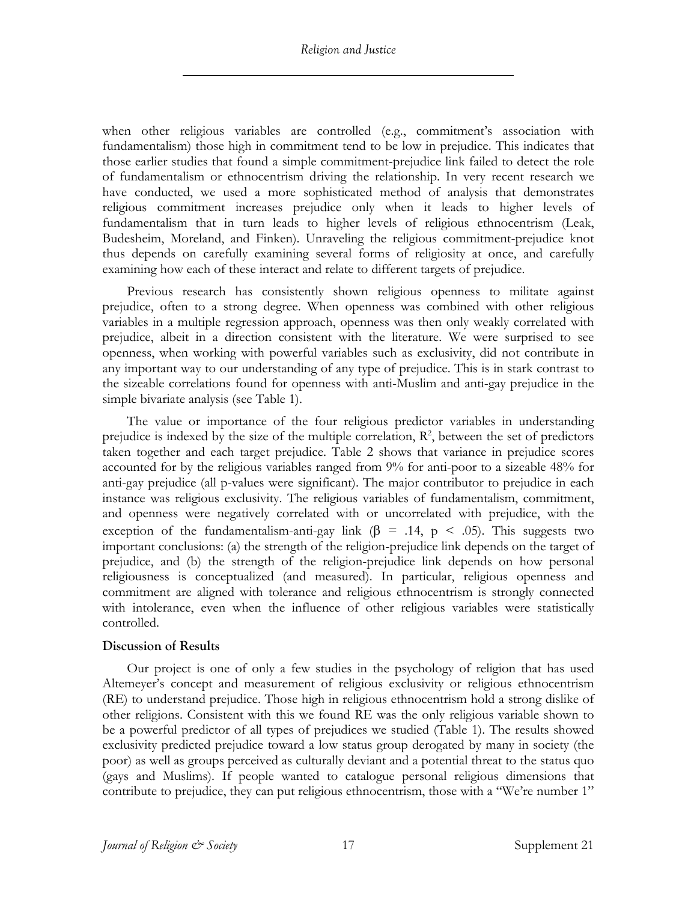when other religious variables are controlled (e.g., commitment's association with fundamentalism) those high in commitment tend to be low in prejudice. This indicates that those earlier studies that found a simple commitment-prejudice link failed to detect the role of fundamentalism or ethnocentrism driving the relationship. In very recent research we have conducted, we used a more sophisticated method of analysis that demonstrates religious commitment increases prejudice only when it leads to higher levels of fundamentalism that in turn leads to higher levels of religious ethnocentrism (Leak, Budesheim, Moreland, and Finken). Unraveling the religious commitment-prejudice knot thus depends on carefully examining several forms of religiosity at once, and carefully examining how each of these interact and relate to different targets of prejudice.

Previous research has consistently shown religious openness to militate against prejudice, often to a strong degree. When openness was combined with other religious variables in a multiple regression approach, openness was then only weakly correlated with prejudice, albeit in a direction consistent with the literature. We were surprised to see openness, when working with powerful variables such as exclusivity, did not contribute in any important way to our understanding of any type of prejudice. This is in stark contrast to the sizeable correlations found for openness with anti-Muslim and anti-gay prejudice in the simple bivariate analysis (see Table 1).

The value or importance of the four religious predictor variables in understanding prejudice is indexed by the size of the multiple correlation, $R^2$, between the set of predictors taken together and each target prejudice. Table 2 shows that variance in prejudice scores accounted for by the religious variables ranged from 9% for anti-poor to a sizeable 48% for anti-gay prejudice (all p-values were significant). The major contributor to prejudice in each instance was religious exclusivity. The religious variables of fundamentalism, commitment, and openness were negatively correlated with or uncorrelated with prejudice, with the exception of the fundamentalism-anti-gay link ($\beta = .14$, $p < .05$). This suggests two important conclusions: (a) the strength of the religion-prejudice link depends on the target of prejudice, and (b) the strength of the religion-prejudice link depends on how personal religiousness is conceptualized (and measured). In particular, religious openness and commitment are aligned with tolerance and religious ethnocentrism is strongly connected with intolerance, even when the influence of other religious variables were statistically controlled.

### Discussion of Results

Our project is one of only a few studies in the psychology of religion that has used Altemeyer's concept and measurement of religious exclusivity or religious ethnocentrism (RE) to understand prejudice. Those high in religious ethnocentrism hold a strong dislike of other religions. Consistent with this we found RE was the only religious variable shown to be a powerful predictor of all types of prejudices we studied (Table 1). The results showed exclusivity predicted prejudice toward a low status group derogated by many in society (the poor) as well as groups perceived as culturally deviant and a potential threat to the status quo (gays and Muslims). If people wanted to catalogue personal religious dimensions that contribute to prejudice, they can put religious ethnocentrism, those with a "We're number 1"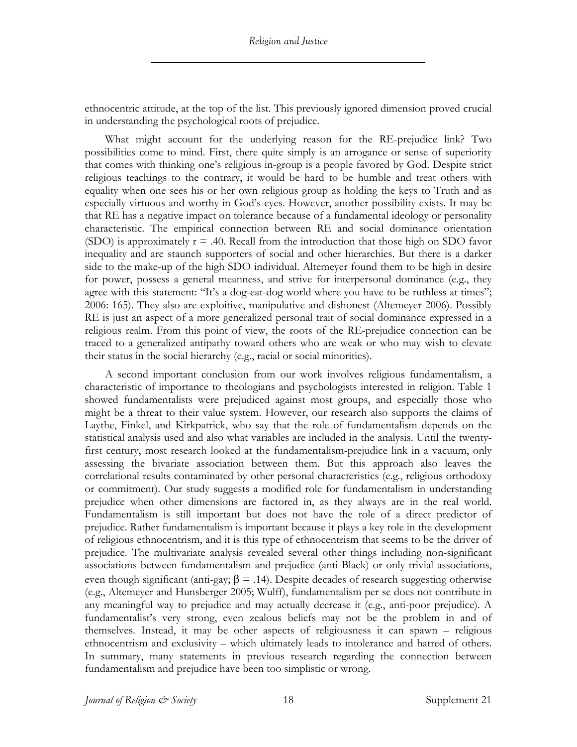ethnocentric attitude, at the top of the list. This previously ignored dimension proved crucial in understanding the psychological roots of prejudice.

What might account for the underlying reason for the RE-prejudice link? Two possibilities come to mind. First, there quite simply is an arrogance or sense of superiority that comes with thinking one's religious in-group is a people favored by God. Despite strict religious teachings to the contrary, it would be hard to be humble and treat others with equality when one sees his or her own religious group as holding the keys to Truth and as especially virtuous and worthy in God's eyes. However, another possibility exists. It may be that RE has a negative impact on tolerance because of a fundamental ideology or personality characteristic. The empirical connection between RE and social dominance orientation (SDO) is approximately $r = .40$. Recall from the introduction that those high on SDO favor inequality and are staunch supporters of social and other hierarchies. But there is a darker side to the make-up of the high SDO individual. Altemeyer found them to be high in desire for power, possess a general meanness, and strive for interpersonal dominance (e.g., they agree with this statement: "It's a dog-eat-dog world where you have to be ruthless at times"; 2006: 165). They also are exploitive, manipulative and dishonest (Altemeyer 2006). Possibly RE is just an aspect of a more generalized personal trait of social dominance expressed in a religious realm. From this point of view, the roots of the RE-prejudice connection can be traced to a generalized antipathy toward others who are weak or who may wish to elevate their status in the social hierarchy (e.g., racial or social minorities).

A second important conclusion from our work involves religious fundamentalism, a characteristic of importance to theologians and psychologists interested in religion. Table 1 showed fundamentalists were prejudiced against most groups, and especially those who might be a threat to their value system. However, our research also supports the claims of Laythe, Finkel, and Kirkpatrick, who say that the role of fundamentalism depends on the statistical analysis used and also what variables are included in the analysis. Until the twenty-first century, most research looked at the fundamentalism-prejudice link in a vacuum, only assessing the bivariate association between them. But this approach also leaves the correlational results contaminated by other personal characteristics (e.g., religious orthodoxy or commitment). Our study suggests a modified role for fundamentalism in understanding prejudice when other dimensions are factored in, as they always are in the real world. Fundamentalism is still important but does not have the role of a direct predictor of prejudice. Rather fundamentalism is important because it plays a key role in the development of religious ethnocentrism, and it is this type of ethnocentrism that seems to be the driver of prejudice. The multivariate analysis revealed several other things including non-significant associations between fundamentalism and prejudice (anti-Black) or only trivial associations, even though significant (anti-gay; $\beta = .14$). Despite decades of research suggesting otherwise (e.g., Altemeyer and Hunsberger 2005; Wulff), fundamentalism per se does not contribute in any meaningful way to prejudice and may actually decrease it (e.g., anti-poor prejudice). A fundamentalist's very strong, even zealous beliefs may not be the problem in and of themselves. Instead, it may be other aspects of religiousness it can spawn – religious ethnocentrism and exclusivity – which ultimately leads to intolerance and hatred of others. In summary, many statements in previous research regarding the connection between fundamentalism and prejudice have been too simplistic or wrong.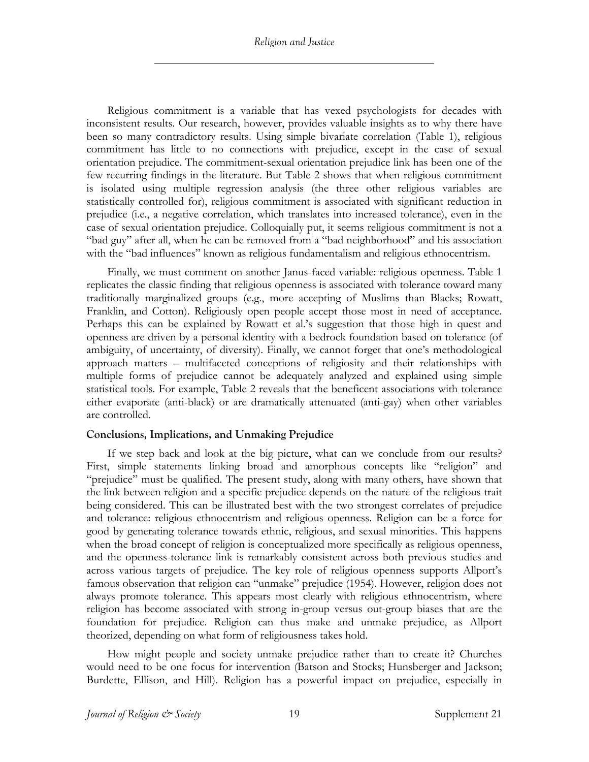Religious commitment is a variable that has vexed psychologists for decades with inconsistent results. Our research, however, provides valuable insights as to why there have been so many contradictory results. Using simple bivariate correlation (Table 1), religious commitment has little to no connections with prejudice, except in the case of sexual orientation prejudice. The commitment-sexual orientation prejudice link has been one of the few recurring findings in the literature. But Table 2 shows that when religious commitment is isolated using multiple regression analysis (the three other religious variables are statistically controlled for), religious commitment is associated with significant reduction in prejudice (i.e., a negative correlation, which translates into increased tolerance), even in the case of sexual orientation prejudice. Colloquially put, it seems religious commitment is not a "bad guy" after all, when he can be removed from a "bad neighborhood" and his association with the "bad influences" known as religious fundamentalism and religious ethnocentrism.

Finally, we must comment on another Janus-faced variable: religious openness. Table 1 replicates the classic finding that religious openness is associated with tolerance toward many traditionally marginalized groups (e.g., more accepting of Muslims than Blacks; Rowatt, Franklin, and Cotton). Religiously open people accept those most in need of acceptance. Perhaps this can be explained by Rowatt et al.'s suggestion that those high in quest and openness are driven by a personal identity with a bedrock foundation based on tolerance (of ambiguity, of uncertainty, of diversity). Finally, we cannot forget that one's methodological approach matters – multifaceted conceptions of religiosity and their relationships with multiple forms of prejudice cannot be adequately analyzed and explained using simple statistical tools. For example, Table 2 reveals that the beneficent associations with tolerance either evaporate (anti-black) or are dramatically attenuated (anti-gay) when other variables are controlled.

### Conclusions, Implications, and Unmaking Prejudice

If we step back and look at the big picture, what can we conclude from our results? First, simple statements linking broad and amorphous concepts like "religion" and "prejudice" must be qualified. The present study, along with many others, have shown that the link between religion and a specific prejudice depends on the nature of the religious trait being considered. This can be illustrated best with the two strongest correlates of prejudice and tolerance: religious ethnocentrism and religious openness. Religion can be a force for good by generating tolerance towards ethnic, religious, and sexual minorities. This happens when the broad concept of religion is conceptualized more specifically as religious openness, and the openness-tolerance link is remarkably consistent across both previous studies and across various targets of prejudice. The key role of religious openness supports Allport's famous observation that religion can "unmake" prejudice (1954). However, religion does not always promote tolerance. This appears most clearly with religious ethnocentrism, where religion has become associated with strong in-group versus out-group biases that are the foundation for prejudice. Religion can thus make and unmake prejudice, as Allport theorized, depending on what form of religiousness takes hold.

How might people and society unmake prejudice rather than to create it? Churches would need to be one focus for intervention (Batson and Stocks; Hunsberger and Jackson; Burdette, Ellison, and Hill). Religion has a powerful impact on prejudice, especially in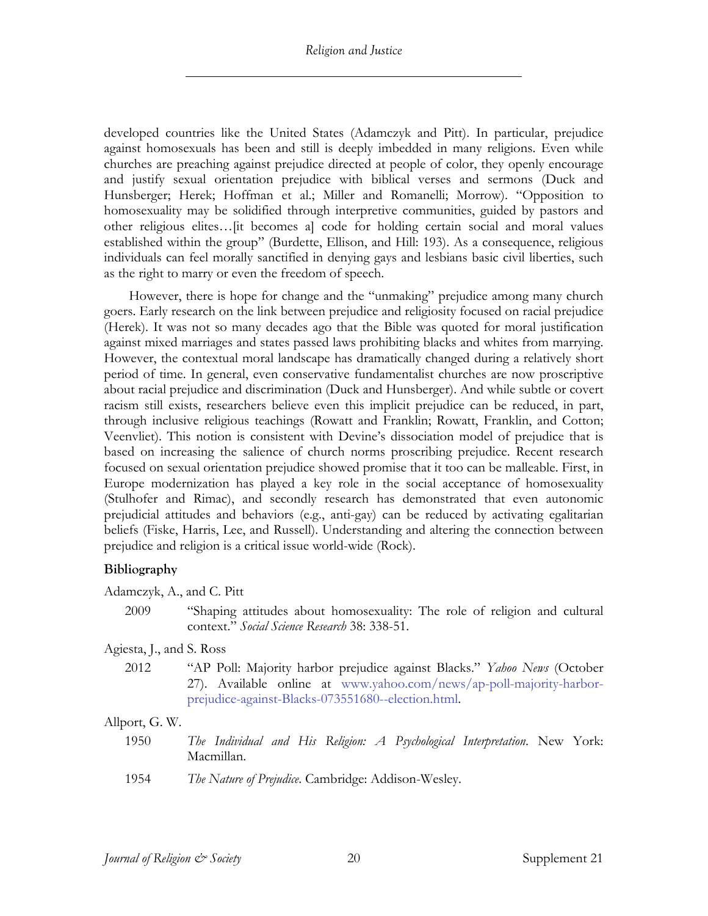developed countries like the United States (Adamczyk and Pitt). In particular, prejudice against homosexuals has been and still is deeply imbedded in many religions. Even while churches are preaching against prejudice directed at people of color, they openly encourage and justify sexual orientation prejudice with biblical verses and sermons (Duck and Hunsberger; Herek; Hoffman et al.; Miller and Romanelli; Morrow). "Opposition to homosexuality may be solidified through interpretive communities, guided by pastors and other religious elites…[it becomes a] code for holding certain social and moral values established within the group" (Burdette, Ellison, and Hill: 193). As a consequence, religious individuals can feel morally sanctified in denying gays and lesbians basic civil liberties, such as the right to marry or even the freedom of speech.

However, there is hope for change and the "unmaking" prejudice among many church goers. Early research on the link between prejudice and religiosity focused on racial prejudice (Herek). It was not so many decades ago that the Bible was quoted for moral justification against mixed marriages and states passed laws prohibiting blacks and whites from marrying. However, the contextual moral landscape has dramatically changed during a relatively short period of time. In general, even conservative fundamentalist churches are now proscriptive about racial prejudice and discrimination (Duck and Hunsberger). And while subtle or covert racism still exists, researchers believe even this implicit prejudice can be reduced, in part, through inclusive religious teachings (Rowatt and Franklin; Rowatt, Franklin, and Cotton; Veenvliet). This notion is consistent with Devine's dissociation model of prejudice that is based on increasing the salience of church norms proscribing prejudice. Recent research focused on sexual orientation prejudice showed promise that it too can be malleable. First, in Europe modernization has played a key role in the social acceptance of homosexuality (Stulhofer and Rimac), and secondly research has demonstrated that even autonomic prejudicial attitudes and behaviors (e.g., anti-gay) can be reduced by activating egalitarian beliefs (Fiske, Harris, Lee, and Russell). Understanding and altering the connection between prejudice and religion is a critical issue world-wide (Rock).

## Bibliography

Adamczyk, A., and C. Pitt

2009 "Shaping attitudes about homosexuality: The role of religion and cultural context." *Social Science Research* 38: 338-51.

Agiesta, J., and S. Ross

2012 "AP Poll: Majority harbor prejudice against Blacks." *Yahoo News* (October 27). Available online at www.yahoo.com/news/ap-poll-majority-harbor-prejudice-against-Blacks-073551680--election.html.

Allport, G. W.

1950 *The Individual and His Religion: A Psychological Interpretation*. New York: Macmillan.

1954 *The Nature of Prejudice*. Cambridge: Addison-Wesley.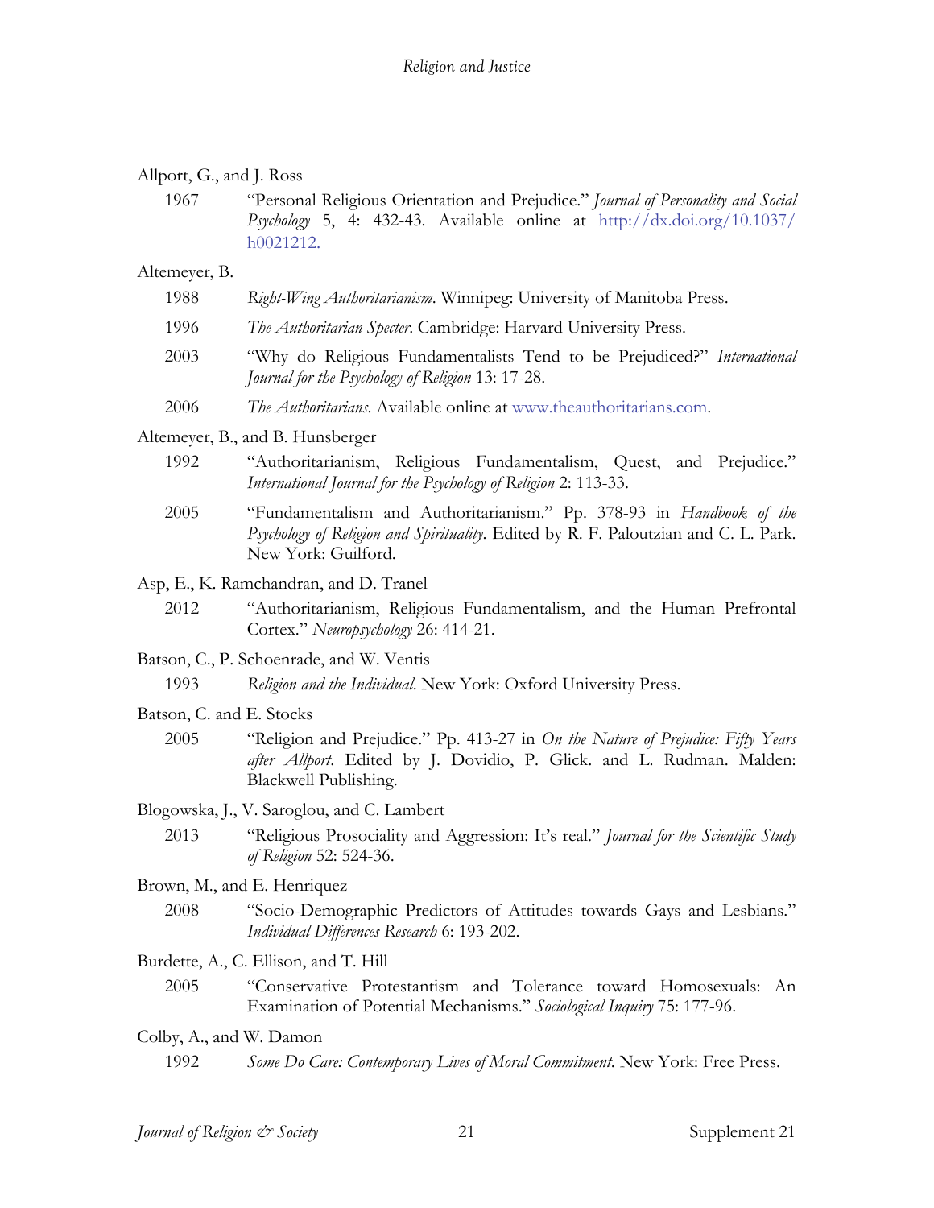Allport, G., and J. Ross

1967 "Personal Religious Orientation and Prejudice." *Journal of Personality and Social Psychology* 5, 4: 432-43. Available online at http://dx.doi.org/10.1037/h0021212.

Altemeyer, B.

1988 *Right-Wing Authoritarianism*. Winnipeg: University of Manitoba Press.

1996 *The Authoritarian Specter*. Cambridge: Harvard University Press.

2003 "Why do Religious Fundamentalists Tend to be Prejudiced?" *International Journal for the Psychology of Religion* 13: 17-28.

2006 *The Authoritarians*. Available online at www.theauthoritarians.com.

Altemeyer, B., and B. Hunsberger

1992 "Authoritarianism, Religious Fundamentalism, Quest, and Prejudice." *International Journal for the Psychology of Religion* 2: 113-33.

2005 "Fundamentalism and Authoritarianism." Pp. 378-93 in *Handbook of the Psychology of Religion and Spirituality*. Edited by R. F. Paloutzian and C. L. Park. New York: Guilford.

Asp, E., K. Ramchandran, and D. Tranel

2012 "Authoritarianism, Religious Fundamentalism, and the Human Prefrontal Cortex." *Neuropsychology* 26: 414-21.

Batson, C., P. Schoenrade, and W. Ventis

1993 *Religion and the Individual*. New York: Oxford University Press.

Batson, C. and E. Stocks

2005 "Religion and Prejudice." Pp. 413-27 in *On the Nature of Prejudice: Fifty Years after Allport*. Edited by J. Dovidio, P. Glick. and L. Rudman. Malden: Blackwell Publishing.

Blogowska, J., V. Saroglou, and C. Lambert

2013 "Religious Prosociality and Aggression: It's real." *Journal for the Scientific Study of Religion* 52: 524-36.

Brown, M., and E. Henriquez

2008 "Socio-Demographic Predictors of Attitudes towards Gays and Lesbians." *Individual Differences Research* 6: 193-202.

Burdette, A., C. Ellison, and T. Hill

2005 "Conservative Protestantism and Tolerance toward Homosexuals: An Examination of Potential Mechanisms." *Sociological Inquiry* 75: 177-96.

Colby, A., and W. Damon

1992 *Some Do Care: Contemporary Lives of Moral Commitment*. New York: Free Press.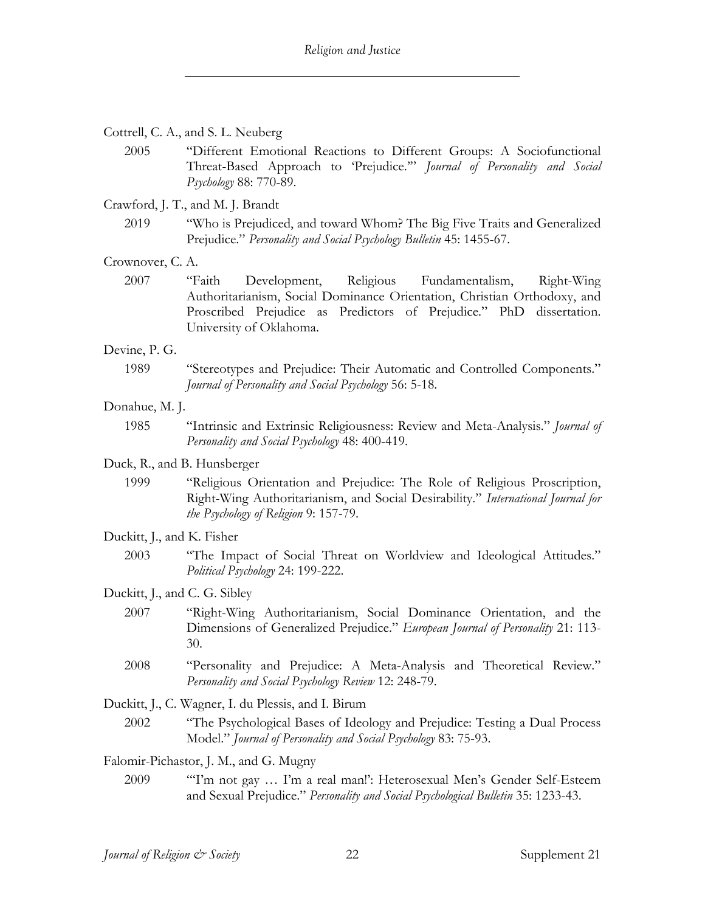Cottrell, C. A., and S. L. Neuberg

2005 "Different Emotional Reactions to Different Groups: A Sociofunctional Threat-Based Approach to 'Prejudice.'" *Journal of Personality and Social Psychology* 88: 770-89.

Crawford, J. T., and M. J. Brandt

2019 "Who is Prejudiced, and toward Whom? The Big Five Traits and Generalized Prejudice." *Personality and Social Psychology Bulletin* 45: 1455-67.

Crownover, C. A.

2007 "Faith Development, Religious Fundamentalism, Right-Wing Authoritarianism, Social Dominance Orientation, Christian Orthodoxy, and Proscribed Prejudice as Predictors of Prejudice." PhD dissertation. University of Oklahoma.

Devine, P. G.

1989 "Stereotypes and Prejudice: Their Automatic and Controlled Components." *Journal of Personality and Social Psychology* 56: 5-18.

Donahue, M. J.

1985 "Intrinsic and Extrinsic Religiousness: Review and Meta-Analysis." *Journal of Personality and Social Psychology* 48: 400-419.

Duck, R., and B. Hunsberger

1999 "Religious Orientation and Prejudice: The Role of Religious Proscription, Right-Wing Authoritarianism, and Social Desirability." *International Journal for the Psychology of Religion* 9: 157-79.

Duckitt, J., and K. Fisher

2003 "The Impact of Social Threat on Worldview and Ideological Attitudes." *Political Psychology* 24: 199-222.

Duckitt, J., and C. G. Sibley

2007 "Right-Wing Authoritarianism, Social Dominance Orientation, and the Dimensions of Generalized Prejudice." *European Journal of Personality* 21: 113-30.

2008 "Personality and Prejudice: A Meta-Analysis and Theoretical Review." *Personality and Social Psychology Review* 12: 248-79.

Duckitt, J., C. Wagner, I. du Plessis, and I. Birum

2002 "The Psychological Bases of Ideology and Prejudice: Testing a Dual Process Model." *Journal of Personality and Social Psychology* 83: 75-93.

Falomir-Pichastor, J. M., and G. Mugny

2009 "'I'm not gay … I'm a real man!': Heterosexual Men's Gender Self-Esteem and Sexual Prejudice." *Personality and Social Psychological Bulletin* 35: 1233-43.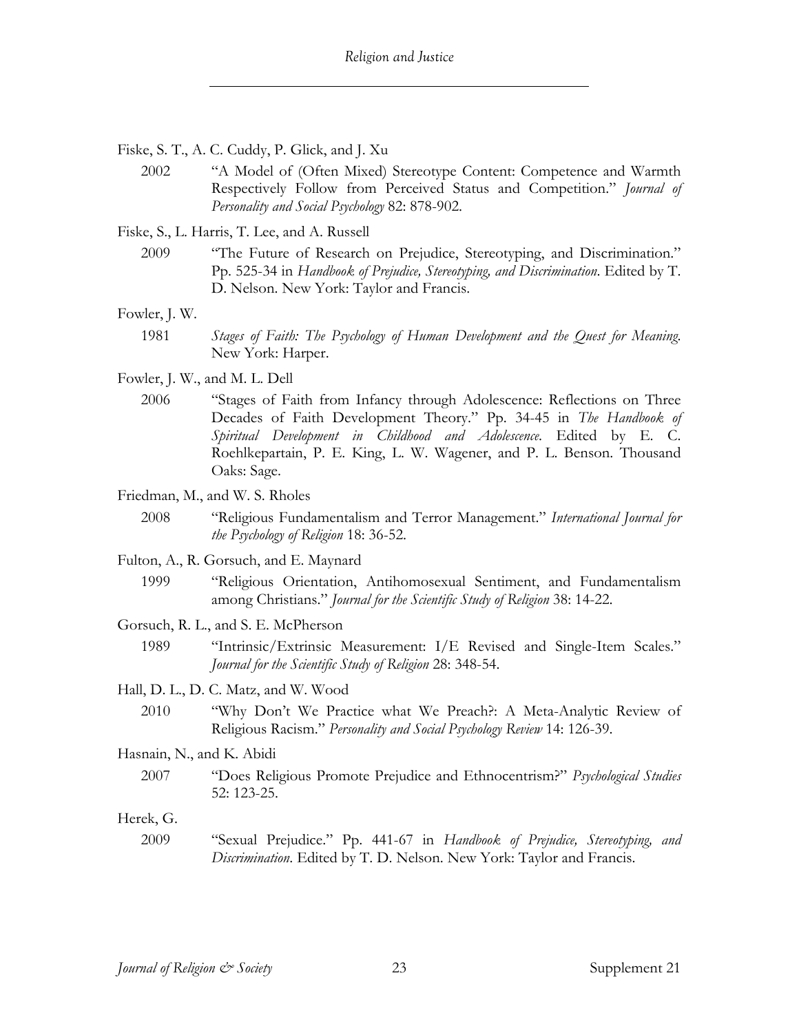Fiske, S. T., A. C. Cuddy, P. Glick, and J. Xu

2002 "A Model of (Often Mixed) Stereotype Content: Competence and Warmth Respectively Follow from Perceived Status and Competition." *Journal of Personality and Social Psychology* 82: 878-902.

Fiske, S., L. Harris, T. Lee, and A. Russell

2009 "The Future of Research on Prejudice, Stereotyping, and Discrimination." Pp. 525-34 in *Handbook of Prejudice, Stereotyping, and Discrimination*. Edited by T. D. Nelson. New York: Taylor and Francis.

Fowler, J. W.

1981 *Stages of Faith: The Psychology of Human Development and the Quest for Meaning*. New York: Harper.

Fowler, J. W., and M. L. Dell

2006 "Stages of Faith from Infancy through Adolescence: Reflections on Three Decades of Faith Development Theory." Pp. 34-45 in *The Handbook of Spiritual Development in Childhood and Adolescence*. Edited by E. C. Roehlkepartain, P. E. King, L. W. Wagener, and P. L. Benson. Thousand Oaks: Sage.

Friedman, M., and W. S. Rholes

2008 "Religious Fundamentalism and Terror Management." *International Journal for the Psychology of Religion* 18: 36-52.

Fulton, A., R. Gorsuch, and E. Maynard

1999 "Religious Orientation, Antihomosexual Sentiment, and Fundamentalism among Christians." *Journal for the Scientific Study of Religion* 38: 14-22.

Gorsuch, R. L., and S. E. McPherson

1989 "Intrinsic/Extrinsic Measurement: I/E Revised and Single-Item Scales." *Journal for the Scientific Study of Religion* 28: 348-54.

Hall, D. L., D. C. Matz, and W. Wood

2010 "Why Don't We Practice what We Preach?: A Meta-Analytic Review of Religious Racism." *Personality and Social Psychology Review* 14: 126-39.

Hasnain, N., and K. Abidi

2007 "Does Religious Promote Prejudice and Ethnocentrism?" *Psychological Studies* 52: 123-25.

Herek, G.

2009 "Sexual Prejudice." Pp. 441-67 in *Handbook of Prejudice, Stereotyping, and Discrimination*. Edited by T. D. Nelson. New York: Taylor and Francis.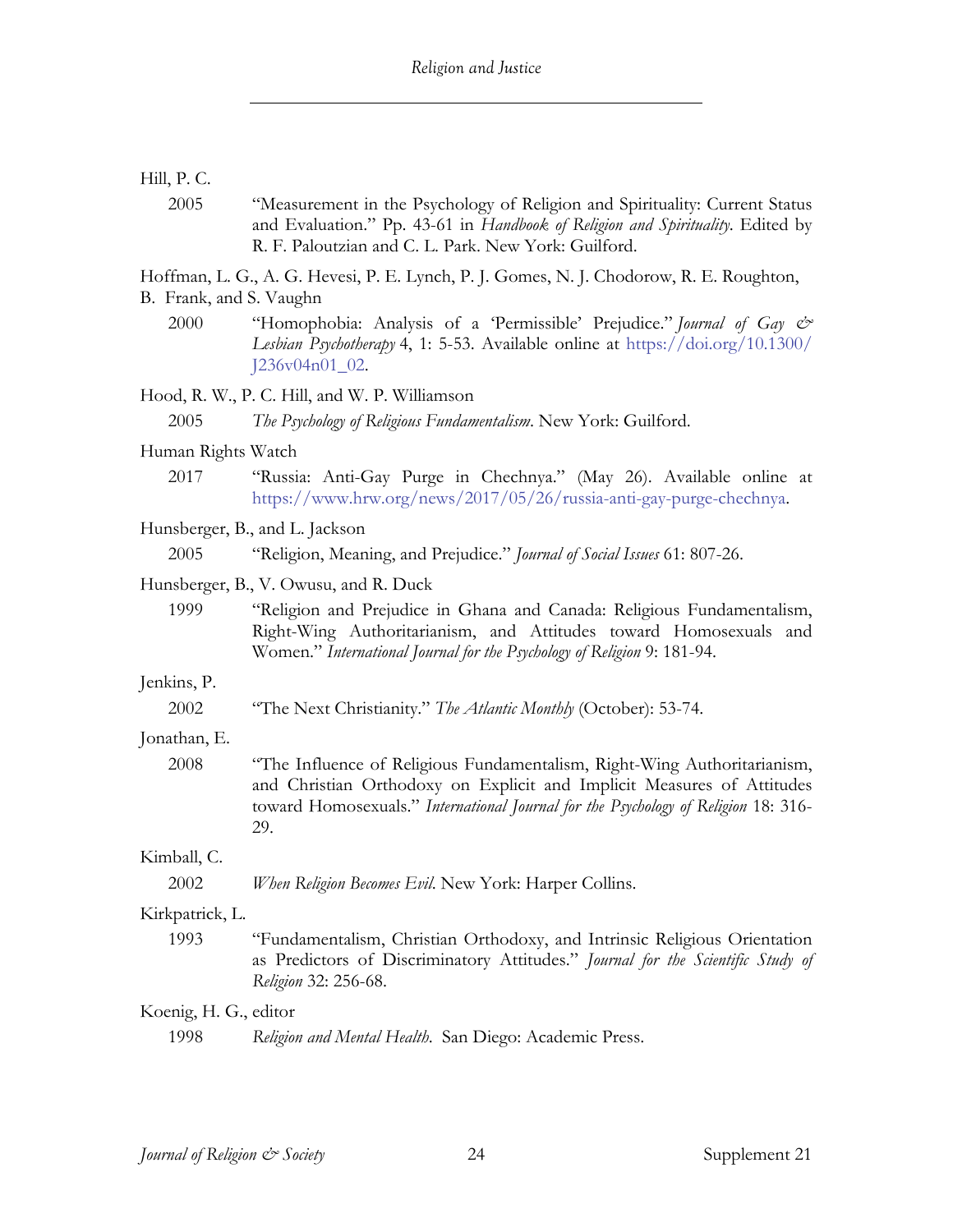Hill, P. C.

2005 "Measurement in the Psychology of Religion and Spirituality: Current Status and Evaluation." Pp. 43-61 in *Handbook of Religion and Spirituality*. Edited by R. F. Paloutzian and C. L. Park. New York: Guilford.

Hoffman, L. G., A. G. Hevesi, P. E. Lynch, P. J. Gomes, N. J. Chodorow, R. E. Roughton, B. Frank, and S. Vaughn

2000 "Homophobia: Analysis of a 'Permissible' Prejudice." *Journal of Gay & Lesbian Psychotherapy* 4, 1: 5-53. Available online at https://doi.org/10.1300/J236v04n01_02.

Hood, R. W., P. C. Hill, and W. P. Williamson

2005 *The Psychology of Religious Fundamentalism*. New York: Guilford.

Human Rights Watch

2017 "Russia: Anti-Gay Purge in Chechnya." (May 26). Available online at https://www.hrw.org/news/2017/05/26/russia-anti-gay-purge-chechnya.

Hunsberger, B., and L. Jackson

2005 "Religion, Meaning, and Prejudice." *Journal of Social Issues* 61: 807-26.

Hunsberger, B., V. Owusu, and R. Duck

1999 "Religion and Prejudice in Ghana and Canada: Religious Fundamentalism, Right-Wing Authoritarianism, and Attitudes toward Homosexuals and Women." *International Journal for the Psychology of Religion* 9: 181-94.

Jenkins, P.

2002 "The Next Christianity." *The Atlantic Monthly* (October): 53-74.

Jonathan, E.

2008 "The Influence of Religious Fundamentalism, Right-Wing Authoritarianism, and Christian Orthodoxy on Explicit and Implicit Measures of Attitudes toward Homosexuals." *International Journal for the Psychology of Religion* 18: 316-29.

Kimball, C.

2002 *When Religion Becomes Evil*. New York: Harper Collins.

Kirkpatrick, L.

1993 "Fundamentalism, Christian Orthodoxy, and Intrinsic Religious Orientation as Predictors of Discriminatory Attitudes." *Journal for the Scientific Study of Religion* 32: 256-68.

Koenig, H. G., editor

1998 *Religion and Mental Health*. San Diego: Academic Press.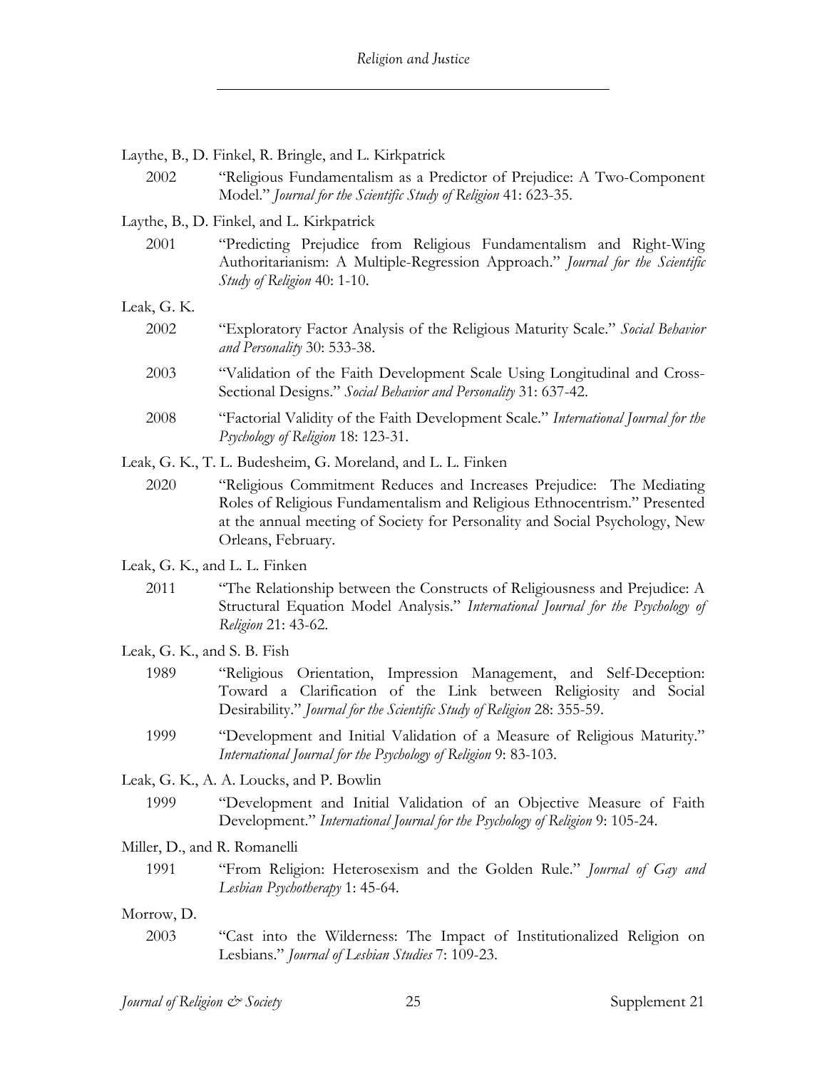Laythe, B., D. Finkel, R. Bringle, and L. Kirkpatrick

2002 "Religious Fundamentalism as a Predictor of Prejudice: A Two-Component Model." *Journal for the Scientific Study of Religion* 41: 623-35.

Laythe, B., D. Finkel, and L. Kirkpatrick

2001 "Predicting Prejudice from Religious Fundamentalism and Right-Wing Authoritarianism: A Multiple-Regression Approach." *Journal for the Scientific Study of Religion* 40: 1-10.

Leak, G. K.

2002 "Exploratory Factor Analysis of the Religious Maturity Scale." *Social Behavior and Personality* 30: 533-38.

2003 "Validation of the Faith Development Scale Using Longitudinal and Cross-Sectional Designs." *Social Behavior and Personality* 31: 637-42.

2008 "Factorial Validity of the Faith Development Scale." *International Journal for the Psychology of Religion* 18: 123-31.

Leak, G. K., T. L. Budesheim, G. Moreland, and L. L. Finken

2020 "Religious Commitment Reduces and Increases Prejudice: The Mediating Roles of Religious Fundamentalism and Religious Ethnocentrism." Presented at the annual meeting of Society for Personality and Social Psychology, New Orleans, February.

Leak, G. K., and L. L. Finken

2011 "The Relationship between the Constructs of Religiousness and Prejudice: A Structural Equation Model Analysis." *International Journal for the Psychology of Religion* 21: 43-62.

Leak, G. K., and S. B. Fish

1989 "Religious Orientation, Impression Management, and Self-Deception: Toward a Clarification of the Link between Religiosity and Social Desirability." *Journal for the Scientific Study of Religion* 28: 355-59.

1999 "Development and Initial Validation of a Measure of Religious Maturity." *International Journal for the Psychology of Religion* 9: 83-103.

Leak, G. K., A. A. Loucks, and P. Bowlin

1999 "Development and Initial Validation of an Objective Measure of Faith Development." *International Journal for the Psychology of Religion* 9: 105-24.

Miller, D., and R. Romanelli

1991 "From Religion: Heterosexism and the Golden Rule." *Journal of Gay and Lesbian Psychotherapy* 1: 45-64.

Morrow, D.

2003 "Cast into the Wilderness: The Impact of Institutionalized Religion on Lesbians." *Journal of Lesbian Studies* 7: 109-23.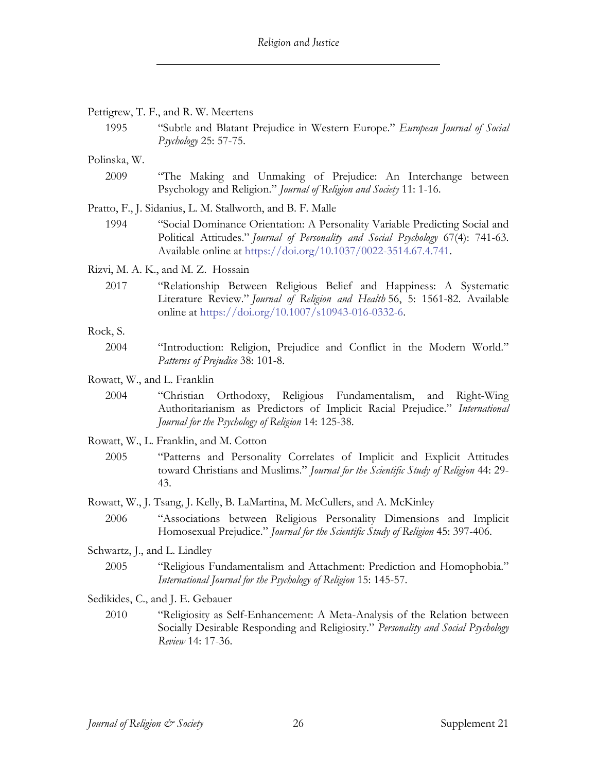Pettigrew, T. F., and R. W. Meertens

1995 "Subtle and Blatant Prejudice in Western Europe." *European Journal of Social Psychology* 25: 57-75.

Polinska, W.

2009 "The Making and Unmaking of Prejudice: An Interchange between Psychology and Religion." *Journal of Religion and Society* 11: 1-16.

Pratto, F., J. Sidanius, L. M. Stallworth, and B. F. Malle

1994 "Social Dominance Orientation: A Personality Variable Predicting Social and Political Attitudes." *Journal of Personality and Social Psychology* 67(4): 741-63. Available online at https://doi.org/10.1037/0022-3514.67.4.741.

Rizvi, M. A. K., and M. Z. Hossain

2017 "Relationship Between Religious Belief and Happiness: A Systematic Literature Review." *Journal of Religion and Health* 56, 5: 1561-82. Available online at https://doi.org/10.1007/s10943-016-0332-6.

Rock, S.

2004 "Introduction: Religion, Prejudice and Conflict in the Modern World." *Patterns of Prejudice* 38: 101-8.

Rowatt, W., and L. Franklin

2004 "Christian Orthodoxy, Religious Fundamentalism, and Right-Wing Authoritarianism as Predictors of Implicit Racial Prejudice." *International Journal for the Psychology of Religion* 14: 125-38.

Rowatt, W., L. Franklin, and M. Cotton

2005 "Patterns and Personality Correlates of Implicit and Explicit Attitudes toward Christians and Muslims." *Journal for the Scientific Study of Religion* 44: 29-43.

Rowatt, W., J. Tsang, J. Kelly, B. LaMartina, M. McCullers, and A. McKinley

2006 "Associations between Religious Personality Dimensions and Implicit Homosexual Prejudice." *Journal for the Scientific Study of Religion* 45: 397-406.

Schwartz, J., and L. Lindley

2005 "Religious Fundamentalism and Attachment: Prediction and Homophobia." *International Journal for the Psychology of Religion* 15: 145-57.

Sedikides, C., and J. E. Gebauer

2010 "Religiosity as Self-Enhancement: A Meta-Analysis of the Relation between Socially Desirable Responding and Religiosity." *Personality and Social Psychology Review* 14: 17-36.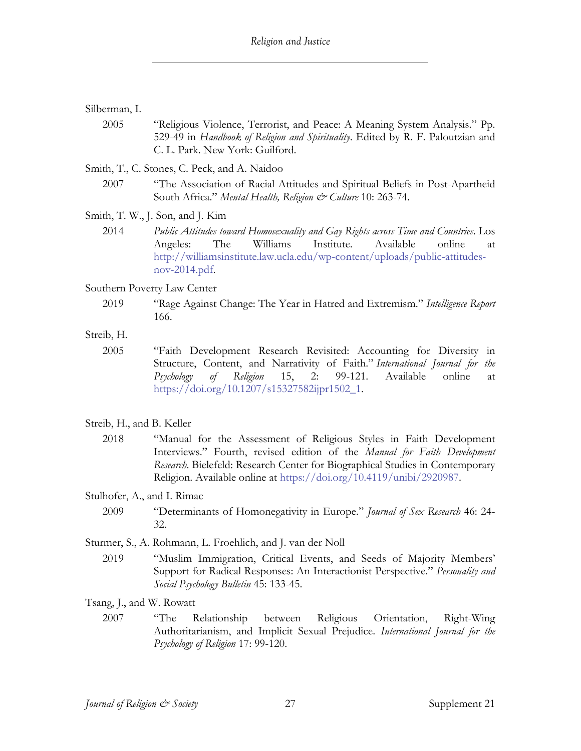Silberman, I.

2005 "Religious Violence, Terrorist, and Peace: A Meaning System Analysis." Pp. 529-49 in *Handbook of Religion and Spirituality*. Edited by R. F. Paloutzian and C. L. Park. New York: Guilford.

Smith, T., C. Stones, C. Peck, and A. Naidoo

2007 "The Association of Racial Attitudes and Spiritual Beliefs in Post-Apartheid South Africa." *Mental Health, Religion & Culture* 10: 263-74.

Smith, T. W., J. Son, and J. Kim

2014 *Public Attitudes toward Homosexuality and Gay Rights across Time and Countries*. Los Angeles: The Williams Institute. Available online at http://williamsinstitute.law.ucla.edu/wp-content/uploads/public-attitudes-nov-2014.pdf.

Southern Poverty Law Center

2019 "Rage Against Change: The Year in Hatred and Extremism." *Intelligence Report* 166.

Streib, H.

2005 "Faith Development Research Revisited: Accounting for Diversity in Structure, Content, and Narrativity of Faith." *International Journal for the Psychology of Religion* 15, 2: 99-121. Available online at https://doi.org/10.1207/s15327582ijpr1502_1.

Streib, H., and B. Keller

2018 "Manual for the Assessment of Religious Styles in Faith Development Interviews." Fourth, revised edition of the *Manual for Faith Development Research*. Bielefeld: Research Center for Biographical Studies in Contemporary Religion. Available online at https://doi.org/10.4119/unibi/2920987.

Stulhofer, A., and I. Rimac

2009 "Determinants of Homonegativity in Europe." *Journal of Sex Research* 46: 24-32.

Sturmer, S., A. Rohmann, L. Froehlich, and J. van der Noll

2019 "Muslim Immigration, Critical Events, and Seeds of Majority Members' Support for Radical Responses: An Interactionist Perspective." *Personality and Social Psychology Bulletin* 45: 133-45.

Tsang, J., and W. Rowatt

2007 "The Relationship between Religious Orientation, Right-Wing Authoritarianism, and Implicit Sexual Prejudice. *International Journal for the Psychology of Religion* 17: 99-120.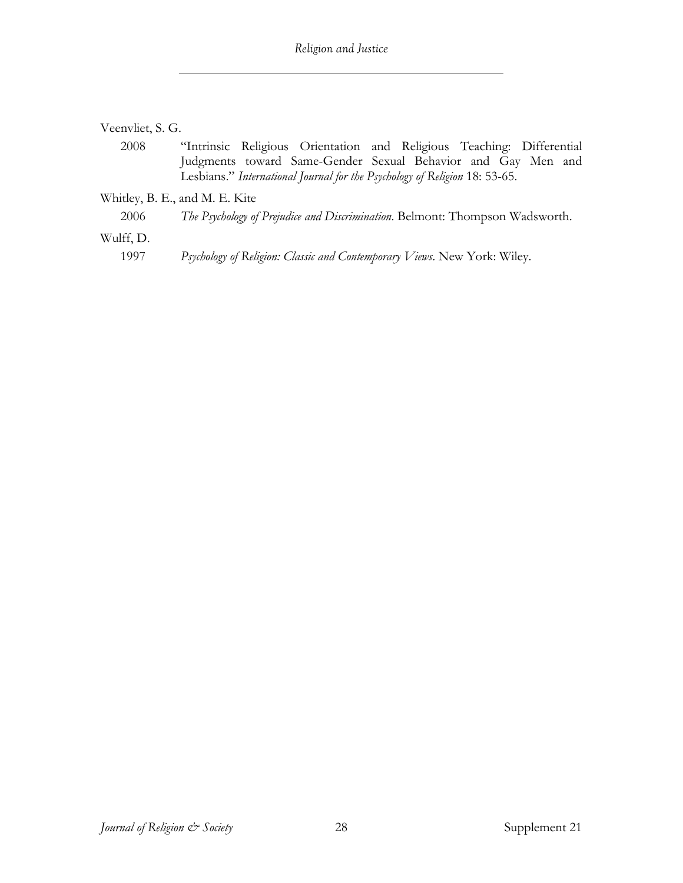Veenvliet, S. G.

2008 "Intrinsic Religious Orientation and Religious Teaching: Differential Judgments toward Same-Gender Sexual Behavior and Gay Men and Lesbians." *International Journal for the Psychology of Religion* 18: 53-65.

Whitley, B. E., and M. E. Kite

2006 *The Psychology of Prejudice and Discrimination*. Belmont: Thompson Wadsworth.

Wulff, D.

1997 *Psychology of Religion: Classic and Contemporary Views*. New York: Wiley.